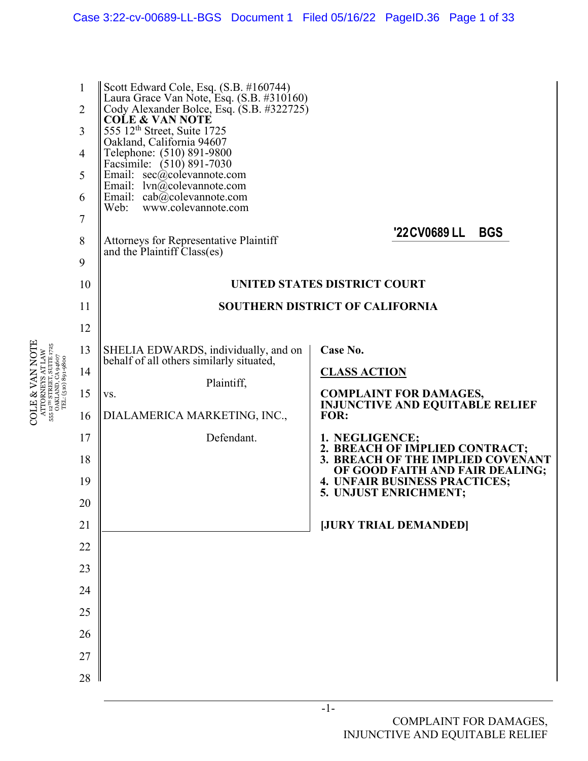Scott Edward Cole, Esq. (S.B. #160744)
Laura Grace Van Note, Esq. (S.B. #310160)
Cody Alexander Bolce, Esq. (S.B. #322725)
**COLE & VAN NOTE**
555 12th Street, Suite 1725
Oakland, California 94607
Telephone: (510) 891-9800
Facsimile: (510) 891-7030
Email: sec@colevannote.com
Email: lvn@colevannote.com
Email: cab@colevannote.com
Web: www.colevannote.com

Attorneys for Representative Plaintiff
and the Plaintiff Class(es)

'22CV0689 LL BGS

**UNITED STATES DISTRICT COURT**

**SOUTHERN DISTRICT OF CALIFORNIA**

| | |
|---|---|
| SHELIA EDWARDS, individually, and on behalf of all others similarly situated,<br><br>Plaintiff,<br><br>vs.<br><br>DIALAMERICA MARKETING, INC.,<br><br>Defendant. | **Case No.**<br><br>**CLASS ACTION**<br><br>**COMPLAINT FOR DAMAGES, INJUNCTIVE AND EQUITABLE RELIEF FOR:**<br><br>**1. NEGLIGENCE;**<br>**2. BREACH OF IMPLIED CONTRACT;**<br>**3. BREACH OF THE IMPLIED COVENANT OF GOOD FAITH AND FAIR DEALING;**<br>**4. UNFAIR BUSINESS PRACTICES;**<br>**5. UNJUST ENRICHMENT;**<br><br>**[JURY TRIAL DEMANDED]** |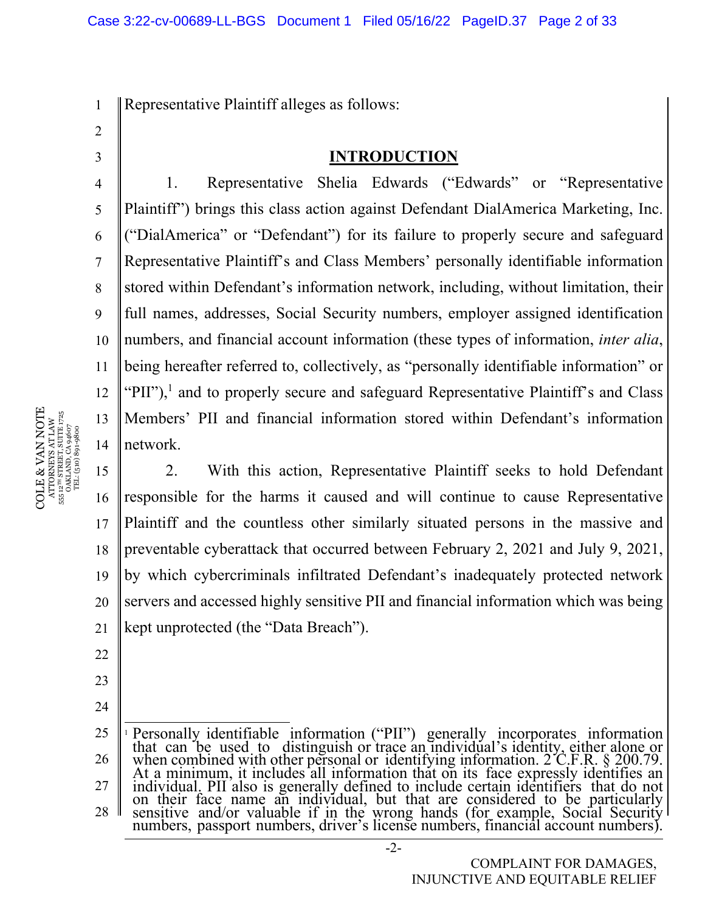Representative Plaintiff alleges as follows:

## INTRODUCTION

1. Representative Shelia Edwards ("Edwards" or "Representative Plaintiff") brings this class action against Defendant DialAmerica Marketing, Inc. ("DialAmerica" or "Defendant") for its failure to properly secure and safeguard Representative Plaintiff's and Class Members' personally identifiable information stored within Defendant's information network, including, without limitation, their full names, addresses, Social Security numbers, employer assigned identification numbers, and financial account information (these types of information, *inter alia*, being hereafter referred to, collectively, as "personally identifiable information" or "PII"),[1] and to properly secure and safeguard Representative Plaintiff's and Class Members' PII and financial information stored within Defendant's information network.

2. With this action, Representative Plaintiff seeks to hold Defendant responsible for the harms it caused and will continue to cause Representative Plaintiff and the countless other similarly situated persons in the massive and preventable cyberattack that occurred between February 2, 2021 and July 9, 2021, by which cybercriminals infiltrated Defendant's inadequately protected network servers and accessed highly sensitive PII and financial information which was being kept unprotected (the "Data Breach").

---

[1] Personally identifiable information ("PII") generally incorporates information that can be used to distinguish or trace an individual's identity, either alone or when combined with other personal or identifying information. 2 C.F.R. § 200.79. At a minimum, it includes all information that on its face expressly identifies an individual. PII also is generally defined to include certain identifiers that do not on their face name an individual, but that are considered to be particularly sensitive and/or valuable if in the wrong hands (for example, Social Security numbers, passport numbers, driver's license numbers, financial account numbers).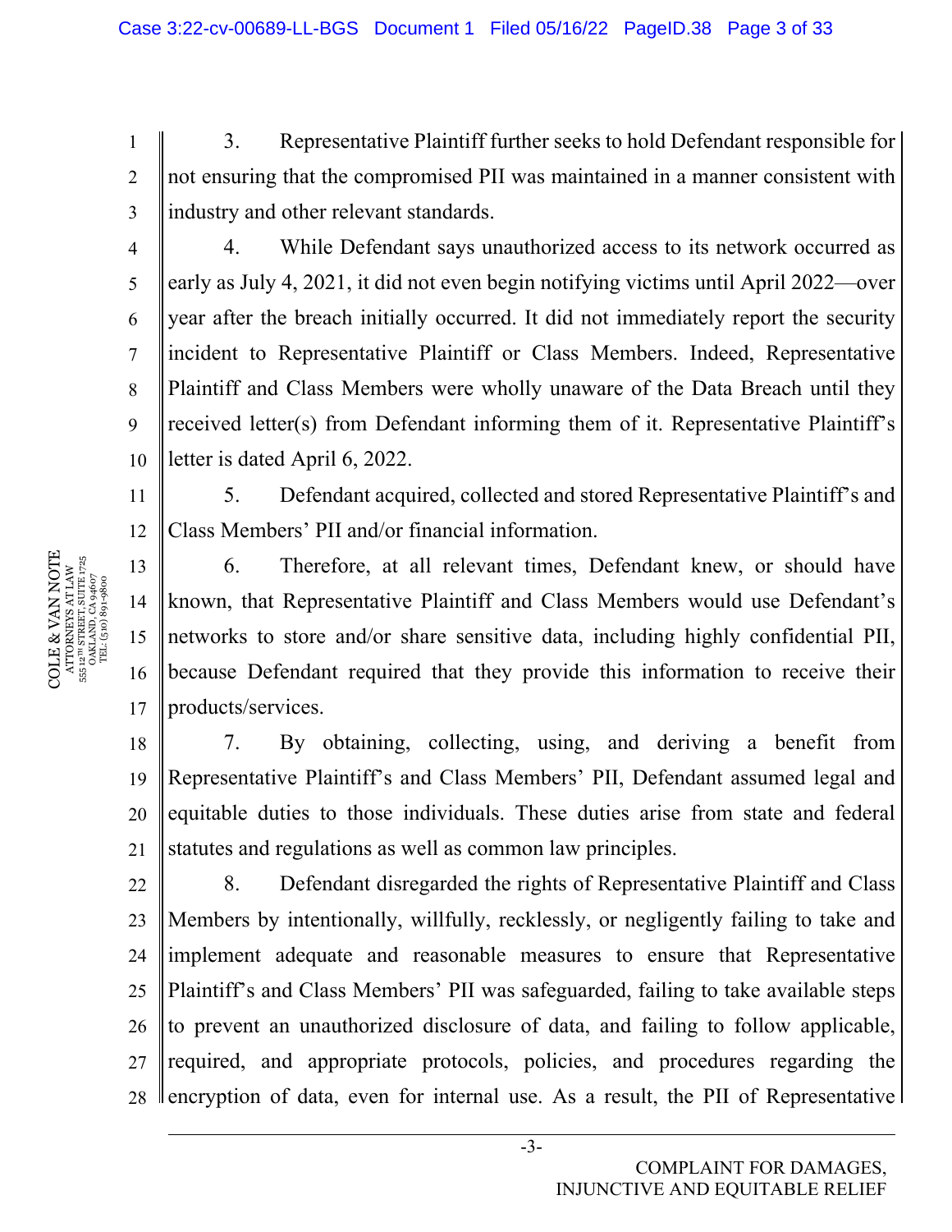3. Representative Plaintiff further seeks to hold Defendant responsible for not ensuring that the compromised PII was maintained in a manner consistent with industry and other relevant standards.

4. While Defendant says unauthorized access to its network occurred as early as July 4, 2021, it did not even begin notifying victims until April 2022—over year after the breach initially occurred. It did not immediately report the security incident to Representative Plaintiff or Class Members. Indeed, Representative Plaintiff and Class Members were wholly unaware of the Data Breach until they received letter(s) from Defendant informing them of it. Representative Plaintiff's letter is dated April 6, 2022.

5. Defendant acquired, collected and stored Representative Plaintiff's and Class Members' PII and/or financial information.

6. Therefore, at all relevant times, Defendant knew, or should have known, that Representative Plaintiff and Class Members would use Defendant's networks to store and/or share sensitive data, including highly confidential PII, because Defendant required that they provide this information to receive their products/services.

7. By obtaining, collecting, using, and deriving a benefit from Representative Plaintiff's and Class Members' PII, Defendant assumed legal and equitable duties to those individuals. These duties arise from state and federal statutes and regulations as well as common law principles.

8. Defendant disregarded the rights of Representative Plaintiff and Class Members by intentionally, willfully, recklessly, or negligently failing to take and implement adequate and reasonable measures to ensure that Representative Plaintiff's and Class Members' PII was safeguarded, failing to take available steps to prevent an unauthorized disclosure of data, and failing to follow applicable, required, and appropriate protocols, policies, and procedures regarding the encryption of data, even for internal use. As a result, the PII of Representative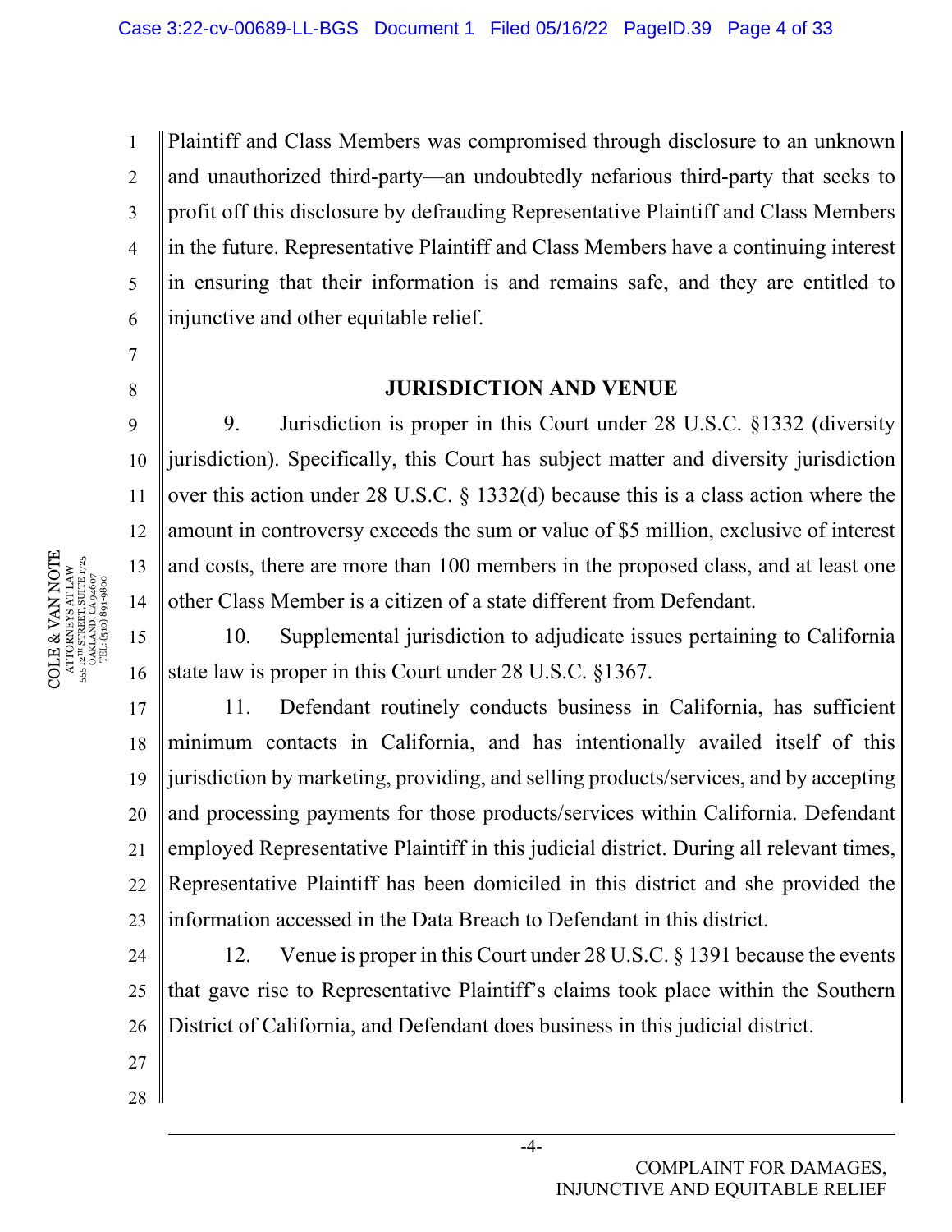Plaintiff and Class Members was compromised through disclosure to an unknown and unauthorized third-party—an undoubtedly nefarious third-party that seeks to profit off this disclosure by defrauding Representative Plaintiff and Class Members in the future. Representative Plaintiff and Class Members have a continuing interest in ensuring that their information is and remains safe, and they are entitled to injunctive and other equitable relief.

## JURISDICTION AND VENUE

9. Jurisdiction is proper in this Court under 28 U.S.C. §1332 (diversity jurisdiction). Specifically, this Court has subject matter and diversity jurisdiction over this action under 28 U.S.C. § 1332(d) because this is a class action where the amount in controversy exceeds the sum or value of $5 million, exclusive of interest and costs, there are more than 100 members in the proposed class, and at least one other Class Member is a citizen of a state different from Defendant.

10. Supplemental jurisdiction to adjudicate issues pertaining to California state law is proper in this Court under 28 U.S.C. §1367.

11. Defendant routinely conducts business in California, has sufficient minimum contacts in California, and has intentionally availed itself of this jurisdiction by marketing, providing, and selling products/services, and by accepting and processing payments for those products/services within California. Defendant employed Representative Plaintiff in this judicial district. During all relevant times, Representative Plaintiff has been domiciled in this district and she provided the information accessed in the Data Breach to Defendant in this district.

12. Venue is proper in this Court under 28 U.S.C. § 1391 because the events that gave rise to Representative Plaintiff's claims took place within the Southern District of California, and Defendant does business in this judicial district.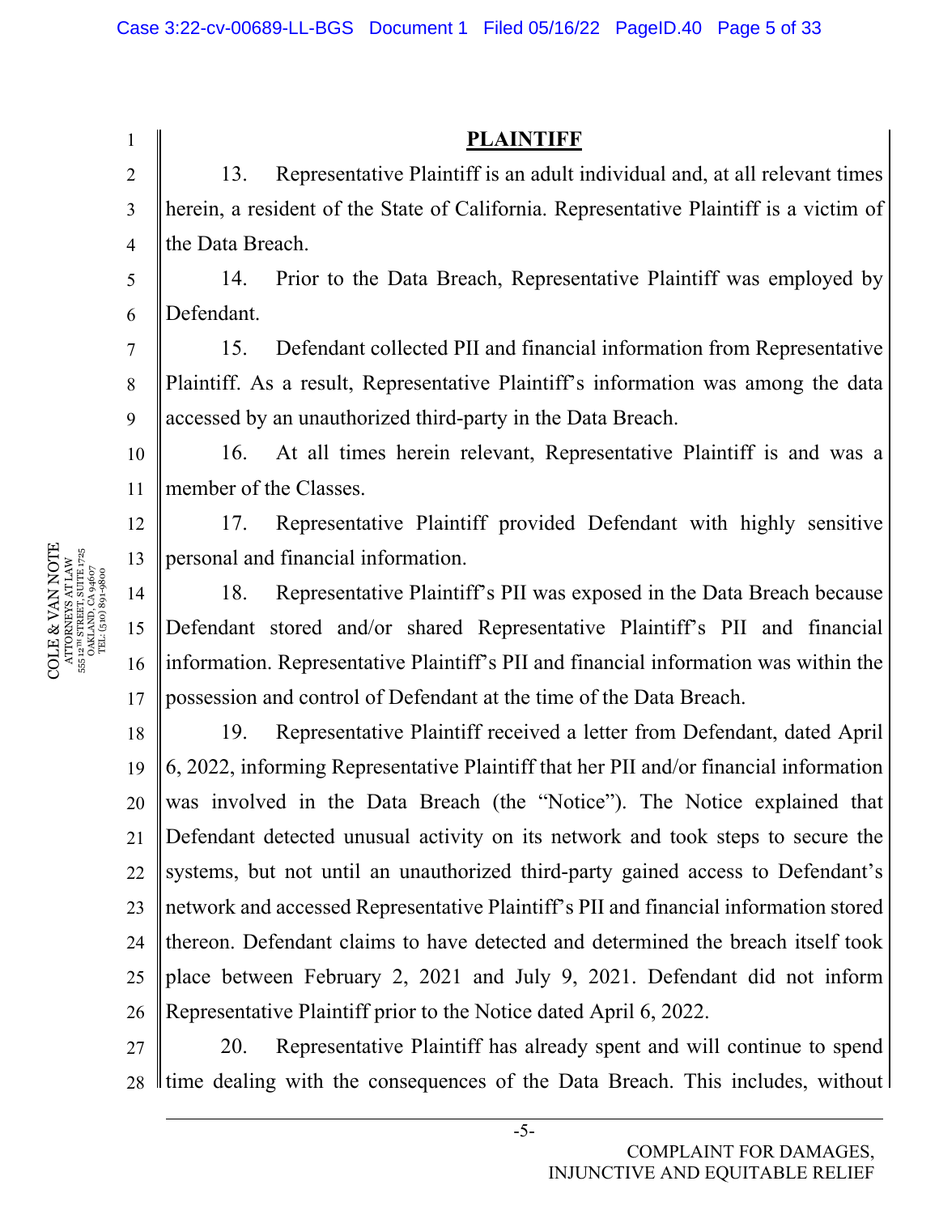## PLAINTIFF

13. Representative Plaintiff is an adult individual and, at all relevant times herein, a resident of the State of California. Representative Plaintiff is a victim of the Data Breach.

14. Prior to the Data Breach, Representative Plaintiff was employed by Defendant.

15. Defendant collected PII and financial information from Representative Plaintiff. As a result, Representative Plaintiff's information was among the data accessed by an unauthorized third-party in the Data Breach.

16. At all times herein relevant, Representative Plaintiff is and was a member of the Classes.

17. Representative Plaintiff provided Defendant with highly sensitive personal and financial information.

18. Representative Plaintiff's PII was exposed in the Data Breach because Defendant stored and/or shared Representative Plaintiff's PII and financial information. Representative Plaintiff's PII and financial information was within the possession and control of Defendant at the time of the Data Breach.

19. Representative Plaintiff received a letter from Defendant, dated April 6, 2022, informing Representative Plaintiff that her PII and/or financial information was involved in the Data Breach (the "Notice"). The Notice explained that Defendant detected unusual activity on its network and took steps to secure the systems, but not until an unauthorized third-party gained access to Defendant's network and accessed Representative Plaintiff's PII and financial information stored thereon. Defendant claims to have detected and determined the breach itself took place between February 2, 2021 and July 9, 2021. Defendant did not inform Representative Plaintiff prior to the Notice dated April 6, 2022.

20. Representative Plaintiff has already spent and will continue to spend time dealing with the consequences of the Data Breach. This includes, without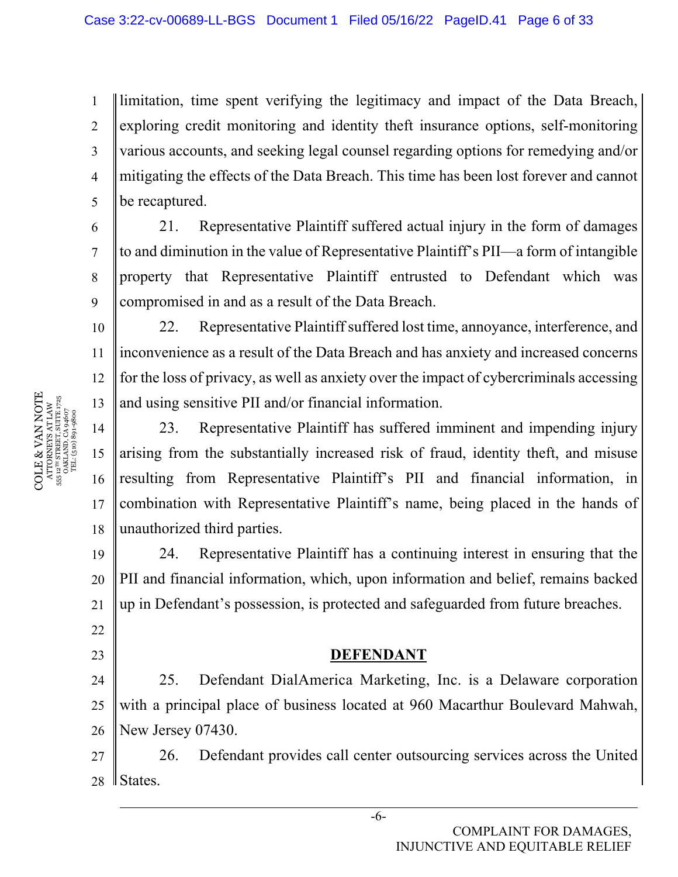limitation, time spent verifying the legitimacy and impact of the Data Breach, exploring credit monitoring and identity theft insurance options, self-monitoring various accounts, and seeking legal counsel regarding options for remedying and/or mitigating the effects of the Data Breach. This time has been lost forever and cannot be recaptured.

21. Representative Plaintiff suffered actual injury in the form of damages to and diminution in the value of Representative Plaintiff's PII—a form of intangible property that Representative Plaintiff entrusted to Defendant which was compromised in and as a result of the Data Breach.

22. Representative Plaintiff suffered lost time, annoyance, interference, and inconvenience as a result of the Data Breach and has anxiety and increased concerns for the loss of privacy, as well as anxiety over the impact of cybercriminals accessing and using sensitive PII and/or financial information.

23. Representative Plaintiff has suffered imminent and impending injury arising from the substantially increased risk of fraud, identity theft, and misuse resulting from Representative Plaintiff's PII and financial information, in combination with Representative Plaintiff's name, being placed in the hands of unauthorized third parties.

24. Representative Plaintiff has a continuing interest in ensuring that the PII and financial information, which, upon information and belief, remains backed up in Defendant's possession, is protected and safeguarded from future breaches.

## **DEFENDANT**

25. Defendant DialAmerica Marketing, Inc. is a Delaware corporation with a principal place of business located at 960 Macarthur Boulevard Mahwah, New Jersey 07430.

26. Defendant provides call center outsourcing services across the United States.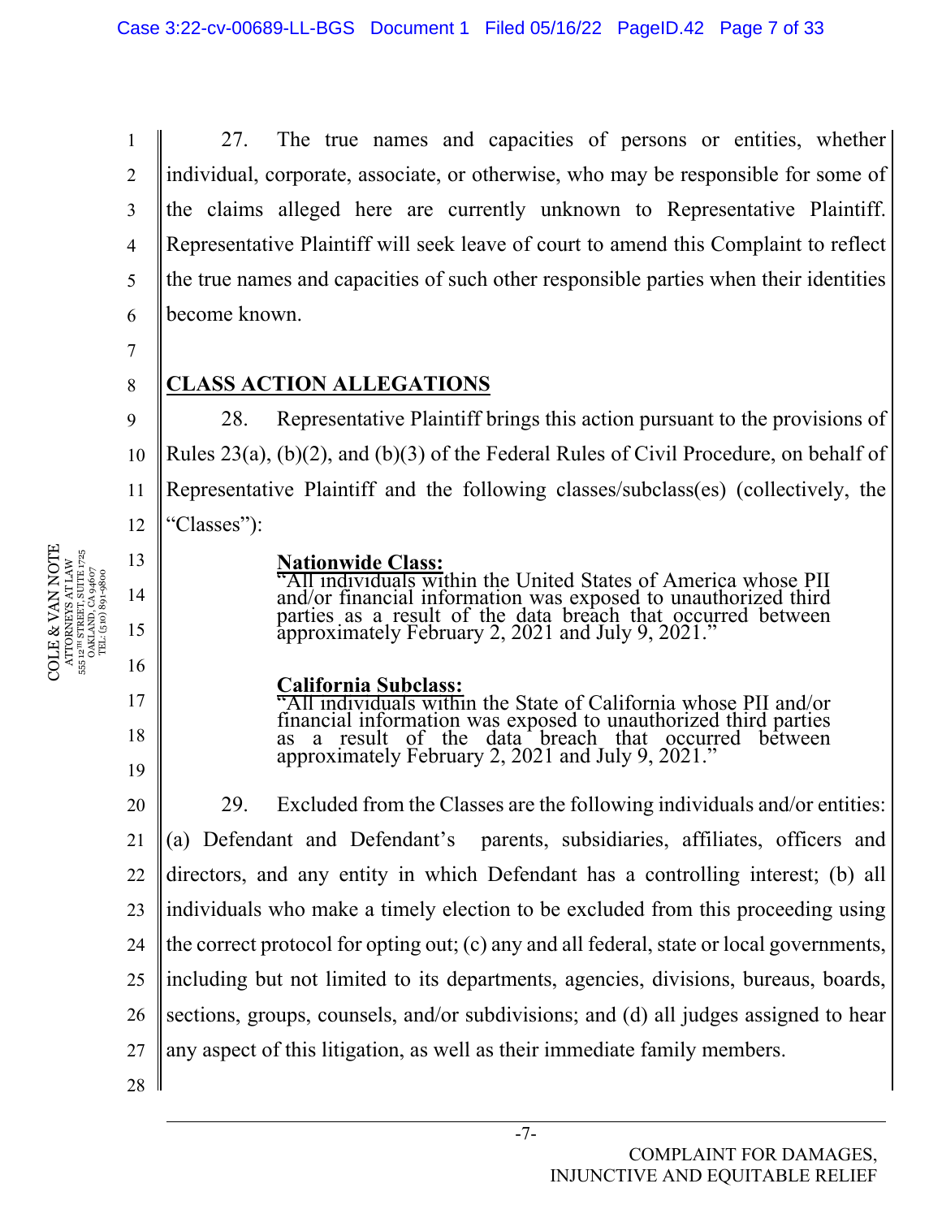27. The true names and capacities of persons or entities, whether individual, corporate, associate, or otherwise, who may be responsible for some of the claims alleged here are currently unknown to Representative Plaintiff. Representative Plaintiff will seek leave of court to amend this Complaint to reflect the true names and capacities of such other responsible parties when their identities become known.

## CLASS ACTION ALLEGATIONS

28. Representative Plaintiff brings this action pursuant to the provisions of Rules 23(a), (b)(2), and (b)(3) of the Federal Rules of Civil Procedure, on behalf of Representative Plaintiff and the following classes/subclass(es) (collectively, the "Classes"):

> **Nationwide Class:**
> "All individuals within the United States of America whose PII and/or financial information was exposed to unauthorized third parties as a result of the data breach that occurred between approximately February 2, 2021 and July 9, 2021."

> **California Subclass:**
> "All individuals within the State of California whose PII and/or financial information was exposed to unauthorized third parties as a result of the data breach that occurred between approximately February 2, 2021 and July 9, 2021."

29. Excluded from the Classes are the following individuals and/or entities: (a) Defendant and Defendant's parents, subsidiaries, affiliates, officers and directors, and any entity in which Defendant has a controlling interest; (b) all individuals who make a timely election to be excluded from this proceeding using the correct protocol for opting out; (c) any and all federal, state or local governments, including but not limited to its departments, agencies, divisions, bureaus, boards, sections, groups, counsels, and/or subdivisions; and (d) all judges assigned to hear any aspect of this litigation, as well as their immediate family members.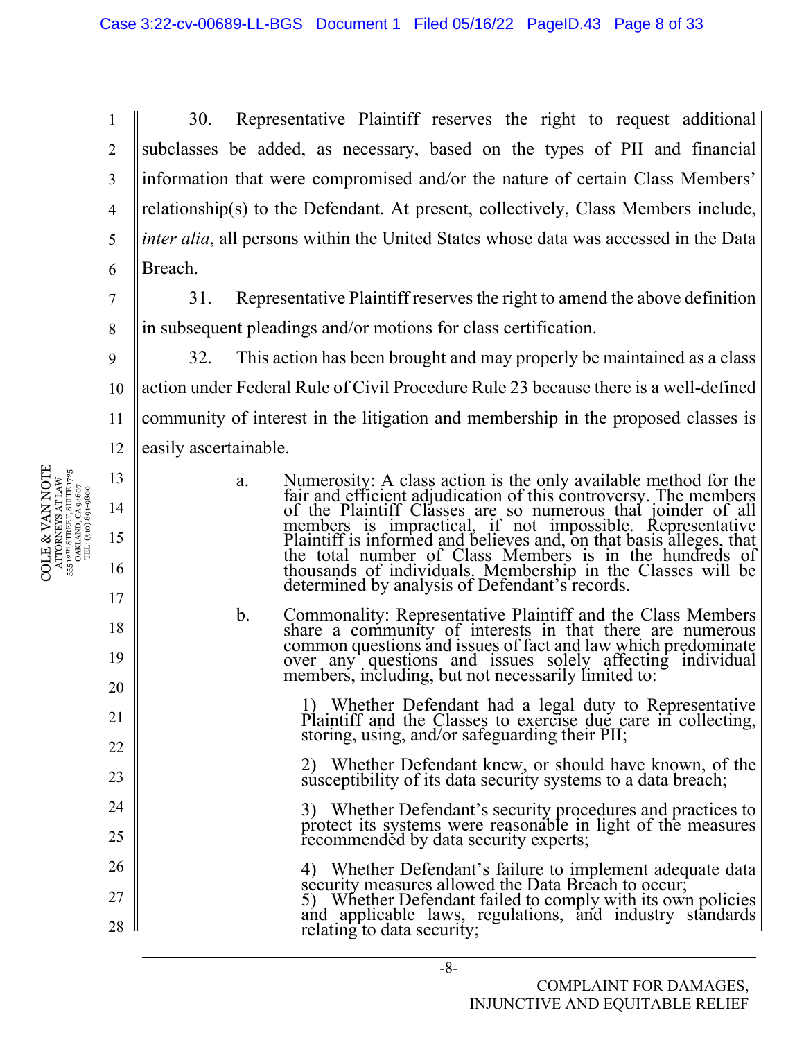30. Representative Plaintiff reserves the right to request additional subclasses be added, as necessary, based on the types of PII and financial information that were compromised and/or the nature of certain Class Members' relationship(s) to the Defendant. At present, collectively, Class Members include, *inter alia*, all persons within the United States whose data was accessed in the Data Breach.

31. Representative Plaintiff reserves the right to amend the above definition in subsequent pleadings and/or motions for class certification.

32. This action has been brought and may properly be maintained as a class action under Federal Rule of Civil Procedure Rule 23 because there is a well-defined community of interest in the litigation and membership in the proposed classes is easily ascertainable.

a. Numerosity: A class action is the only available method for the fair and efficient adjudication of this controversy. The members of the Plaintiff Classes are so numerous that joinder of all members is impractical, if not impossible. Representative Plaintiff is informed and believes and, on that basis alleges, that the total number of Class Members is in the hundreds of thousands of individuals. Membership in the Classes will be determined by analysis of Defendant's records.

b. Commonality: Representative Plaintiff and the Class Members share a community of interests in that there are numerous common questions and issues of fact and law which predominate over any questions and issues solely affecting individual members, including, but not necessarily limited to:

1) Whether Defendant had a legal duty to Representative Plaintiff and the Classes to exercise due care in collecting, storing, using, and/or safeguarding their PII;

2) Whether Defendant knew, or should have known, of the susceptibility of its data security systems to a data breach;

3) Whether Defendant's security procedures and practices to protect its systems were reasonable in light of the measures recommended by data security experts;

4) Whether Defendant's failure to implement adequate data security measures allowed the Data Breach to occur;

5) Whether Defendant failed to comply with its own policies and applicable laws, regulations, and industry standards relating to data security;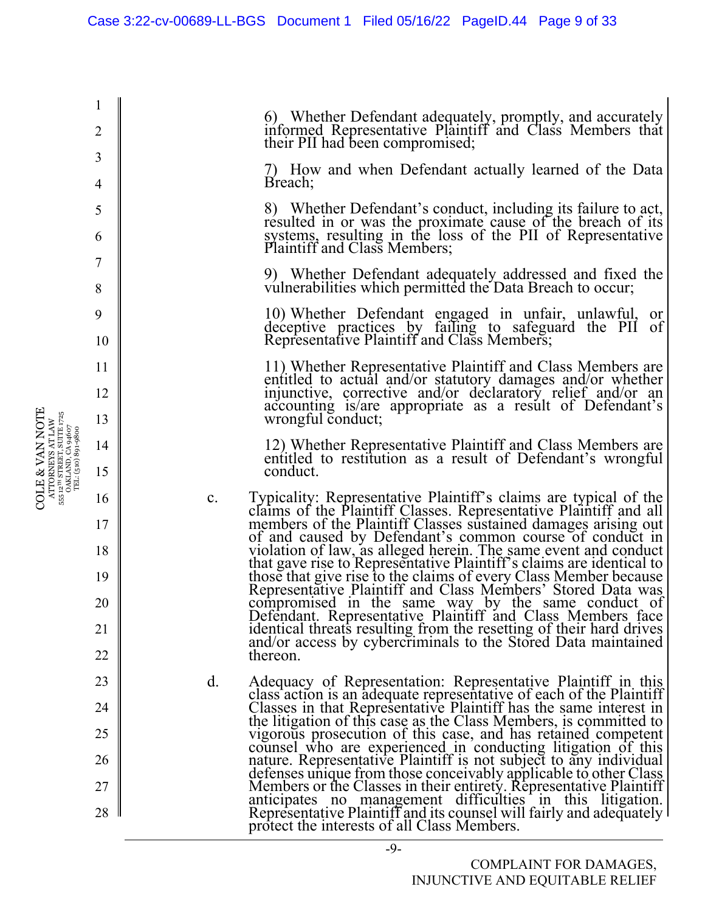6) Whether Defendant adequately, promptly, and accurately informed Representative Plaintiff and Class Members that their PII had been compromised;

7) How and when Defendant actually learned of the Data Breach;

8) Whether Defendant's conduct, including its failure to act, resulted in or was the proximate cause of the breach of its systems, resulting in the loss of the PII of Representative Plaintiff and Class Members;

9) Whether Defendant adequately addressed and fixed the vulnerabilities which permitted the Data Breach to occur;

10) Whether Defendant engaged in unfair, unlawful, or deceptive practices by failing to safeguard the PII of Representative Plaintiff and Class Members;

11) Whether Representative Plaintiff and Class Members are entitled to actual and/or statutory damages and/or whether injunctive, corrective and/or declaratory relief and/or an accounting is/are appropriate as a result of Defendant's wrongful conduct;

12) Whether Representative Plaintiff and Class Members are entitled to restitution as a result of Defendant's wrongful conduct.

c. Typicality: Representative Plaintiff's claims are typical of the claims of the Plaintiff Classes. Representative Plaintiff and all members of the Plaintiff Classes sustained damages arising out of and caused by Defendant's common course of conduct in violation of law, as alleged herein. The same event and conduct that gave rise to Representative Plaintiff's claims are identical to those that give rise to the claims of every Class Member because Representative Plaintiff and Class Members' Stored Data was compromised in the same way by the same conduct of Defendant. Representative Plaintiff and Class Members face identical threats resulting from the resetting of their hard drives and/or access by cybercriminals to the Stored Data maintained thereon.

d. Adequacy of Representation: Representative Plaintiff in this class action is an adequate representative of each of the Plaintiff Classes in that Representative Plaintiff has the same interest in the litigation of this case as the Class Members, is committed to vigorous prosecution of this case, and has retained competent counsel who are experienced in conducting litigation of this nature. Representative Plaintiff is not subject to any individual defenses unique from those conceivably applicable to other Class Members or the Classes in their entirety. Representative Plaintiff anticipates no management difficulties in this litigation. Representative Plaintiff and its counsel will fairly and adequately protect the interests of all Class Members.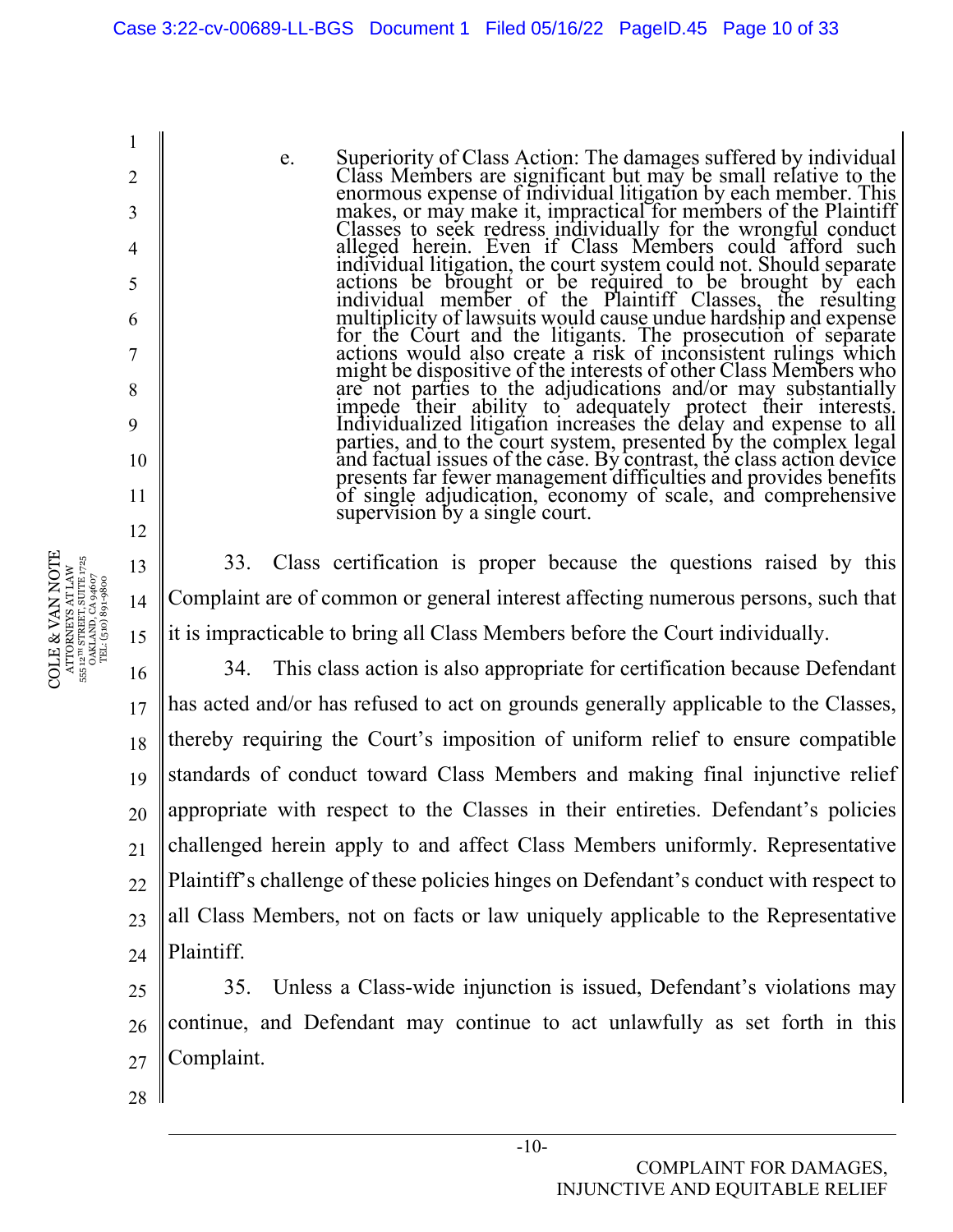e. Superiority of Class Action: The damages suffered by individual Class Members are significant but may be small relative to the enormous expense of individual litigation by each member. This makes, or may make it, impractical for members of the Plaintiff Classes to seek redress individually for the wrongful conduct alleged herein. Even if Class Members could afford such individual litigation, the court system could not. Should separate actions be brought or be required to be brought by each individual member of the Plaintiff Classes, the resulting multiplicity of lawsuits would cause undue hardship and expense for the Court and the litigants. The prosecution of separate actions would also create a risk of inconsistent rulings which might be dispositive of the interests of other Class Members who are not parties to the adjudications and/or may substantially impede their ability to adequately protect their interests. Individualized litigation increases the delay and expense to all parties, and to the court system, presented by the complex legal and factual issues of the case. By contrast, the class action device presents far fewer management difficulties and provides benefits of single adjudication, economy of scale, and comprehensive supervision by a single court.

33. Class certification is proper because the questions raised by this Complaint are of common or general interest affecting numerous persons, such that it is impracticable to bring all Class Members before the Court individually.

34. This class action is also appropriate for certification because Defendant has acted and/or has refused to act on grounds generally applicable to the Classes, thereby requiring the Court's imposition of uniform relief to ensure compatible standards of conduct toward Class Members and making final injunctive relief appropriate with respect to the Classes in their entireties. Defendant's policies challenged herein apply to and affect Class Members uniformly. Representative Plaintiff's challenge of these policies hinges on Defendant's conduct with respect to all Class Members, not on facts or law uniquely applicable to the Representative Plaintiff.

35. Unless a Class-wide injunction is issued, Defendant's violations may continue, and Defendant may continue to act unlawfully as set forth in this Complaint.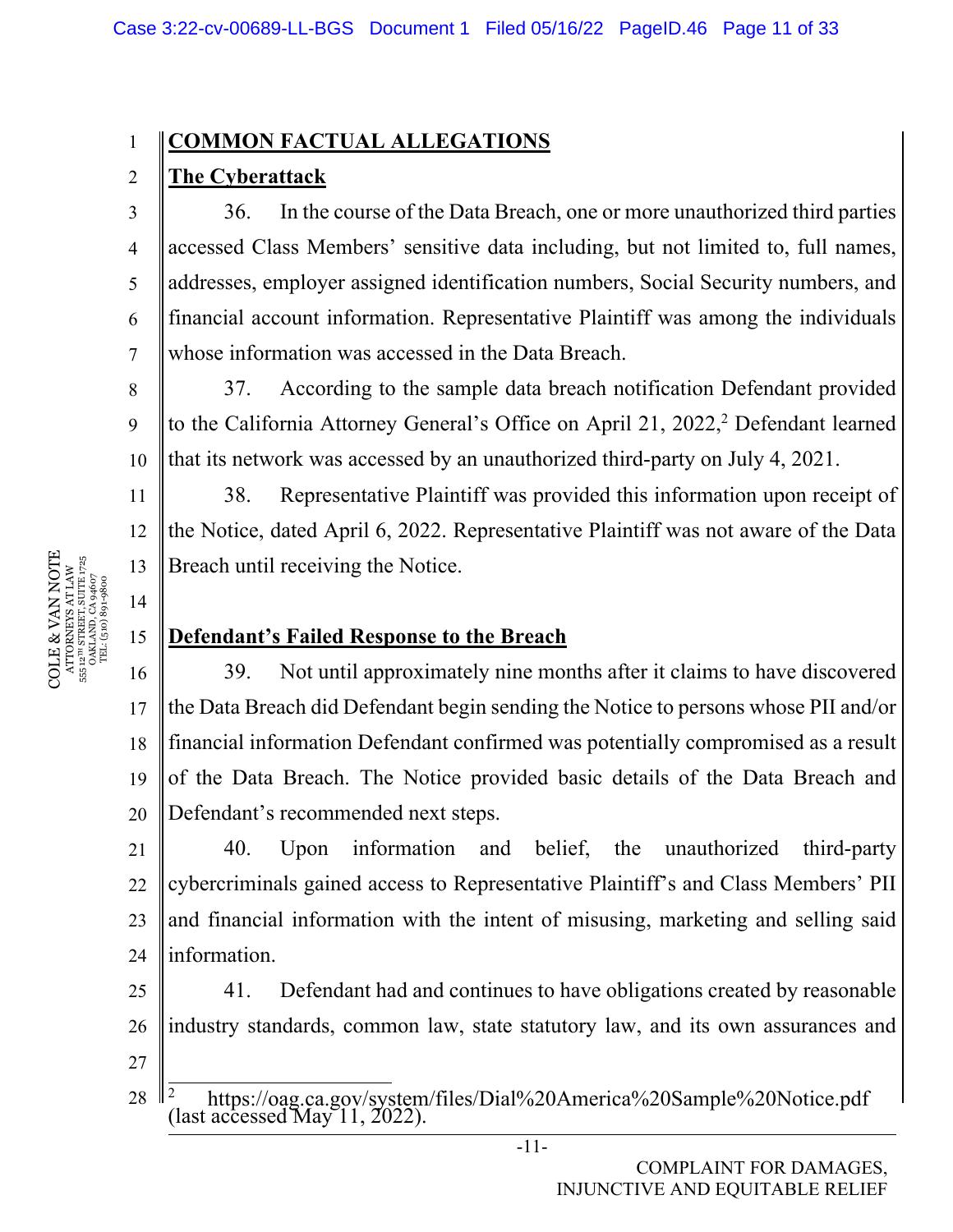## COMMON FACTUAL ALLEGATIONS

### The Cyberattack

36. In the course of the Data Breach, one or more unauthorized third parties accessed Class Members' sensitive data including, but not limited to, full names, addresses, employer assigned identification numbers, Social Security numbers, and financial account information. Representative Plaintiff was among the individuals whose information was accessed in the Data Breach.

37. According to the sample data breach notification Defendant provided to the California Attorney General's Office on April 21, 2022,[2] Defendant learned that its network was accessed by an unauthorized third-party on July 4, 2021.

38. Representative Plaintiff was provided this information upon receipt of the Notice, dated April 6, 2022. Representative Plaintiff was not aware of the Data Breach until receiving the Notice.

### Defendant's Failed Response to the Breach

39. Not until approximately nine months after it claims to have discovered the Data Breach did Defendant begin sending the Notice to persons whose PII and/or financial information Defendant confirmed was potentially compromised as a result of the Data Breach. The Notice provided basic details of the Data Breach and Defendant's recommended next steps.

40. Upon information and belief, the unauthorized third-party cybercriminals gained access to Representative Plaintiff's and Class Members' PII and financial information with the intent of misusing, marketing and selling said information.

41. Defendant had and continues to have obligations created by reasonable industry standards, common law, state statutory law, and its own assurances and

---

[2] https://oag.ca.gov/system/files/Dial%20America%20Sample%20Notice.pdf (last accessed May 11, 2022).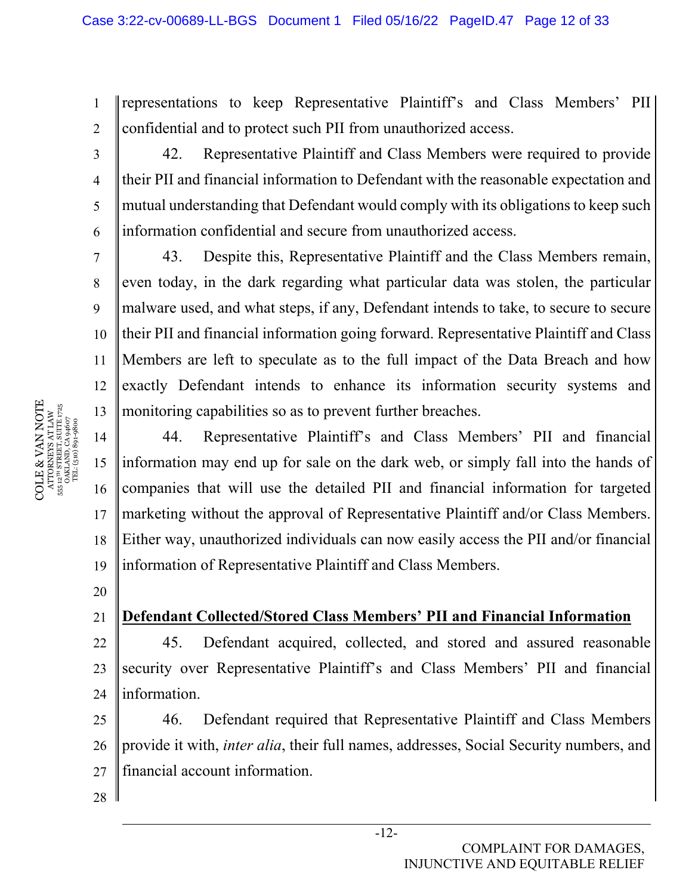representations to keep Representative Plaintiff's and Class Members' PII confidential and to protect such PII from unauthorized access.

42. Representative Plaintiff and Class Members were required to provide their PII and financial information to Defendant with the reasonable expectation and mutual understanding that Defendant would comply with its obligations to keep such information confidential and secure from unauthorized access.

43. Despite this, Representative Plaintiff and the Class Members remain, even today, in the dark regarding what particular data was stolen, the particular malware used, and what steps, if any, Defendant intends to take, to secure to secure their PII and financial information going forward. Representative Plaintiff and Class Members are left to speculate as to the full impact of the Data Breach and how exactly Defendant intends to enhance its information security systems and monitoring capabilities so as to prevent further breaches.

44. Representative Plaintiff's and Class Members' PII and financial information may end up for sale on the dark web, or simply fall into the hands of companies that will use the detailed PII and financial information for targeted marketing without the approval of Representative Plaintiff and/or Class Members. Either way, unauthorized individuals can now easily access the PII and/or financial information of Representative Plaintiff and Class Members.

**Defendant Collected/Stored Class Members' PII and Financial Information**

45. Defendant acquired, collected, and stored and assured reasonable security over Representative Plaintiff's and Class Members' PII and financial information.

46. Defendant required that Representative Plaintiff and Class Members provide it with, *inter alia*, their full names, addresses, Social Security numbers, and financial account information.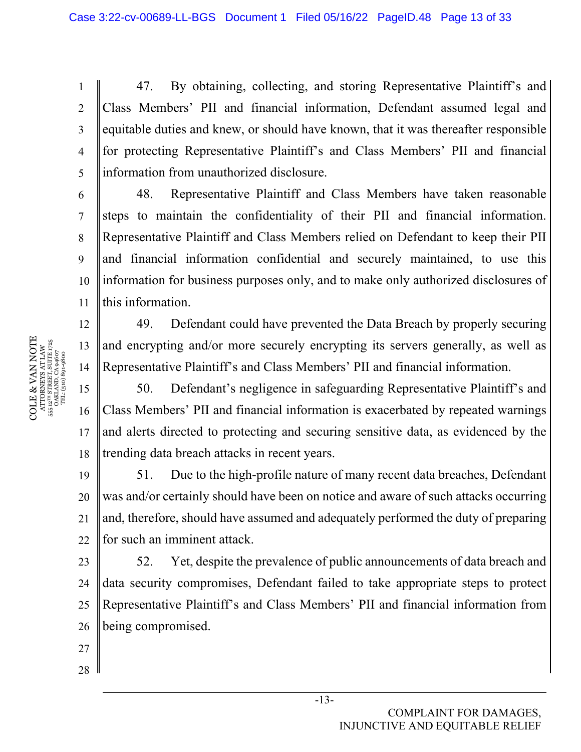47. By obtaining, collecting, and storing Representative Plaintiff's and Class Members' PII and financial information, Defendant assumed legal and equitable duties and knew, or should have known, that it was thereafter responsible for protecting Representative Plaintiff's and Class Members' PII and financial information from unauthorized disclosure.

48. Representative Plaintiff and Class Members have taken reasonable steps to maintain the confidentiality of their PII and financial information. Representative Plaintiff and Class Members relied on Defendant to keep their PII and financial information confidential and securely maintained, to use this information for business purposes only, and to make only authorized disclosures of this information.

49. Defendant could have prevented the Data Breach by properly securing and encrypting and/or more securely encrypting its servers generally, as well as Representative Plaintiff's and Class Members' PII and financial information.

50. Defendant's negligence in safeguarding Representative Plaintiff's and Class Members' PII and financial information is exacerbated by repeated warnings and alerts directed to protecting and securing sensitive data, as evidenced by the trending data breach attacks in recent years.

51. Due to the high-profile nature of many recent data breaches, Defendant was and/or certainly should have been on notice and aware of such attacks occurring and, therefore, should have assumed and adequately performed the duty of preparing for such an imminent attack.

52. Yet, despite the prevalence of public announcements of data breach and data security compromises, Defendant failed to take appropriate steps to protect Representative Plaintiff's and Class Members' PII and financial information from being compromised.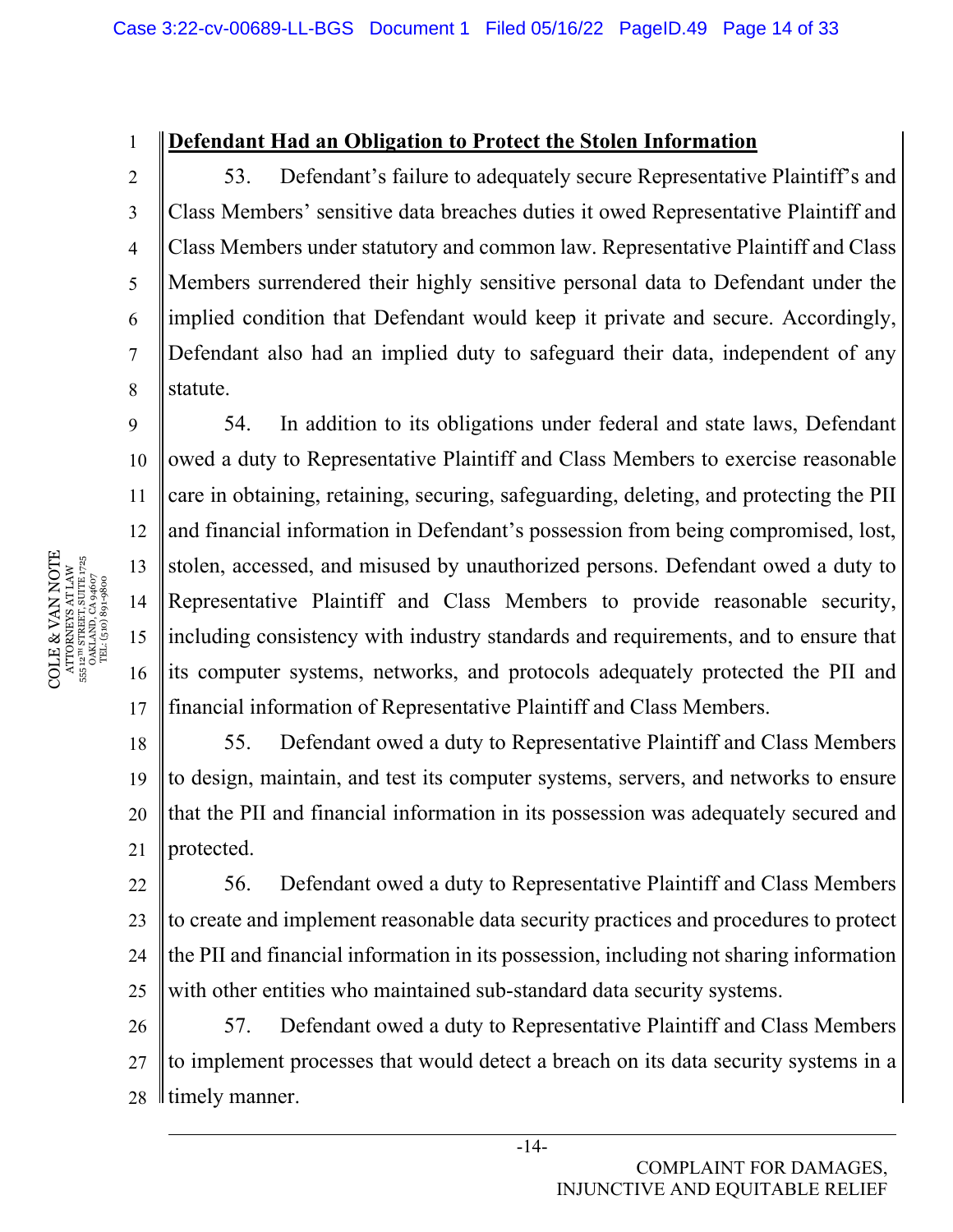**Defendant Had an Obligation to Protect the Stolen Information**

53. Defendant's failure to adequately secure Representative Plaintiff's and Class Members' sensitive data breaches duties it owed Representative Plaintiff and Class Members under statutory and common law. Representative Plaintiff and Class Members surrendered their highly sensitive personal data to Defendant under the implied condition that Defendant would keep it private and secure. Accordingly, Defendant also had an implied duty to safeguard their data, independent of any statute.

54. In addition to its obligations under federal and state laws, Defendant owed a duty to Representative Plaintiff and Class Members to exercise reasonable care in obtaining, retaining, securing, safeguarding, deleting, and protecting the PII and financial information in Defendant's possession from being compromised, lost, stolen, accessed, and misused by unauthorized persons. Defendant owed a duty to Representative Plaintiff and Class Members to provide reasonable security, including consistency with industry standards and requirements, and to ensure that its computer systems, networks, and protocols adequately protected the PII and financial information of Representative Plaintiff and Class Members.

55. Defendant owed a duty to Representative Plaintiff and Class Members to design, maintain, and test its computer systems, servers, and networks to ensure that the PII and financial information in its possession was adequately secured and protected.

56. Defendant owed a duty to Representative Plaintiff and Class Members to create and implement reasonable data security practices and procedures to protect the PII and financial information in its possession, including not sharing information with other entities who maintained sub-standard data security systems.

57. Defendant owed a duty to Representative Plaintiff and Class Members to implement processes that would detect a breach on its data security systems in a timely manner.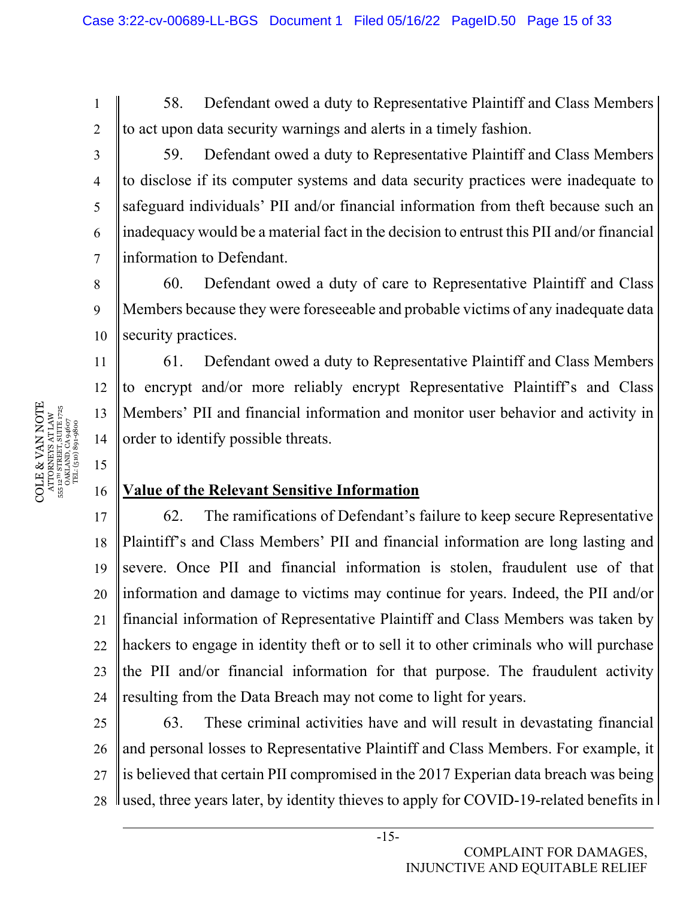58. Defendant owed a duty to Representative Plaintiff and Class Members to act upon data security warnings and alerts in a timely fashion.

59. Defendant owed a duty to Representative Plaintiff and Class Members to disclose if its computer systems and data security practices were inadequate to safeguard individuals' PII and/or financial information from theft because such an inadequacy would be a material fact in the decision to entrust this PII and/or financial information to Defendant.

60. Defendant owed a duty of care to Representative Plaintiff and Class Members because they were foreseeable and probable victims of any inadequate data security practices.

61. Defendant owed a duty to Representative Plaintiff and Class Members to encrypt and/or more reliably encrypt Representative Plaintiff's and Class Members' PII and financial information and monitor user behavior and activity in order to identify possible threats.

**Value of the Relevant Sensitive Information**

62. The ramifications of Defendant's failure to keep secure Representative Plaintiff's and Class Members' PII and financial information are long lasting and severe. Once PII and financial information is stolen, fraudulent use of that information and damage to victims may continue for years. Indeed, the PII and/or financial information of Representative Plaintiff and Class Members was taken by hackers to engage in identity theft or to sell it to other criminals who will purchase the PII and/or financial information for that purpose. The fraudulent activity resulting from the Data Breach may not come to light for years.

63. These criminal activities have and will result in devastating financial and personal losses to Representative Plaintiff and Class Members. For example, it is believed that certain PII compromised in the 2017 Experian data breach was being used, three years later, by identity thieves to apply for COVID-19-related benefits in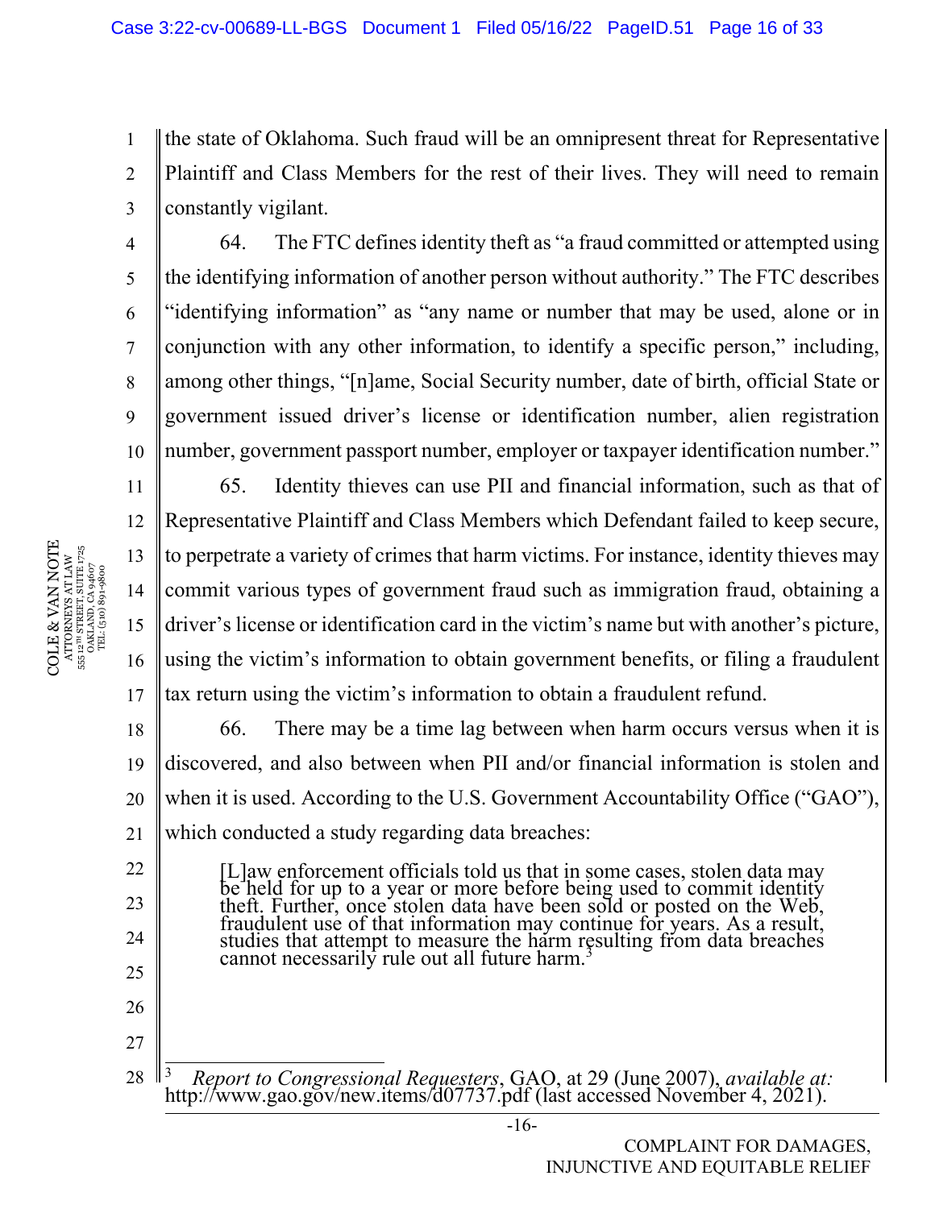the state of Oklahoma. Such fraud will be an omnipresent threat for Representative Plaintiff and Class Members for the rest of their lives. They will need to remain constantly vigilant.

64. The FTC defines identity theft as "a fraud committed or attempted using the identifying information of another person without authority." The FTC describes "identifying information" as "any name or number that may be used, alone or in conjunction with any other information, to identify a specific person," including, among other things, "[n]ame, Social Security number, date of birth, official State or government issued driver's license or identification number, alien registration number, government passport number, employer or taxpayer identification number."

65. Identity thieves can use PII and financial information, such as that of Representative Plaintiff and Class Members which Defendant failed to keep secure, to perpetrate a variety of crimes that harm victims. For instance, identity thieves may commit various types of government fraud such as immigration fraud, obtaining a driver's license or identification card in the victim's name but with another's picture, using the victim's information to obtain government benefits, or filing a fraudulent tax return using the victim's information to obtain a fraudulent refund.

66. There may be a time lag between when harm occurs versus when it is discovered, and also between when PII and/or financial information is stolen and when it is used. According to the U.S. Government Accountability Office ("GAO"), which conducted a study regarding data breaches:

> [L]aw enforcement officials told us that in some cases, stolen data may be held for up to a year or more before being used to commit identity theft. Further, once stolen data have been sold or posted on the Web, fraudulent use of that information may continue for years. As a result, studies that attempt to measure the harm resulting from data breaches cannot necessarily rule out all future harm.[3]

---

[3] *Report to Congressional Requesters*, GAO, at 29 (June 2007), *available at:* http://www.gao.gov/new.items/d07737.pdf (last accessed November 4, 2021).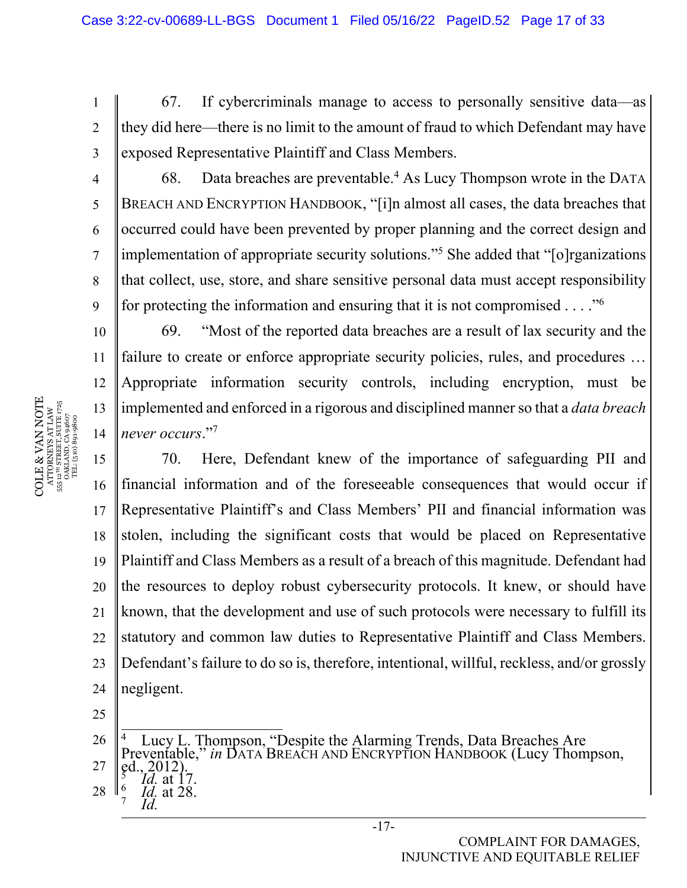67. If cybercriminals manage to access to personally sensitive data—as they did here—there is no limit to the amount of fraud to which Defendant may have exposed Representative Plaintiff and Class Members.

68. Data breaches are preventable.[4] As Lucy Thompson wrote in the DATA BREACH AND ENCRYPTION HANDBOOK, "[i]n almost all cases, the data breaches that occurred could have been prevented by proper planning and the correct design and implementation of appropriate security solutions."[5] She added that "[o]rganizations that collect, use, store, and share sensitive personal data must accept responsibility for protecting the information and ensuring that it is not compromised . . . ."[6]

69. "Most of the reported data breaches are a result of lax security and the failure to create or enforce appropriate security policies, rules, and procedures … Appropriate information security controls, including encryption, must be implemented and enforced in a rigorous and disciplined manner so that a *data breach never occurs*."[7]

70. Here, Defendant knew of the importance of safeguarding PII and financial information and of the foreseeable consequences that would occur if Representative Plaintiff's and Class Members' PII and financial information was stolen, including the significant costs that would be placed on Representative Plaintiff and Class Members as a result of a breach of this magnitude. Defendant had the resources to deploy robust cybersecurity protocols. It knew, or should have known, that the development and use of such protocols were necessary to fulfill its statutory and common law duties to Representative Plaintiff and Class Members. Defendant's failure to do so is, therefore, intentional, willful, reckless, and/or grossly negligent.

---

[4] Lucy L. Thompson, "Despite the Alarming Trends, Data Breaches Are Preventable," *in* DATA BREACH AND ENCRYPTION HANDBOOK (Lucy Thompson, ed., 2012).

[5] *Id.* at 17.

[6] *Id.* at 28.

[7] *Id.*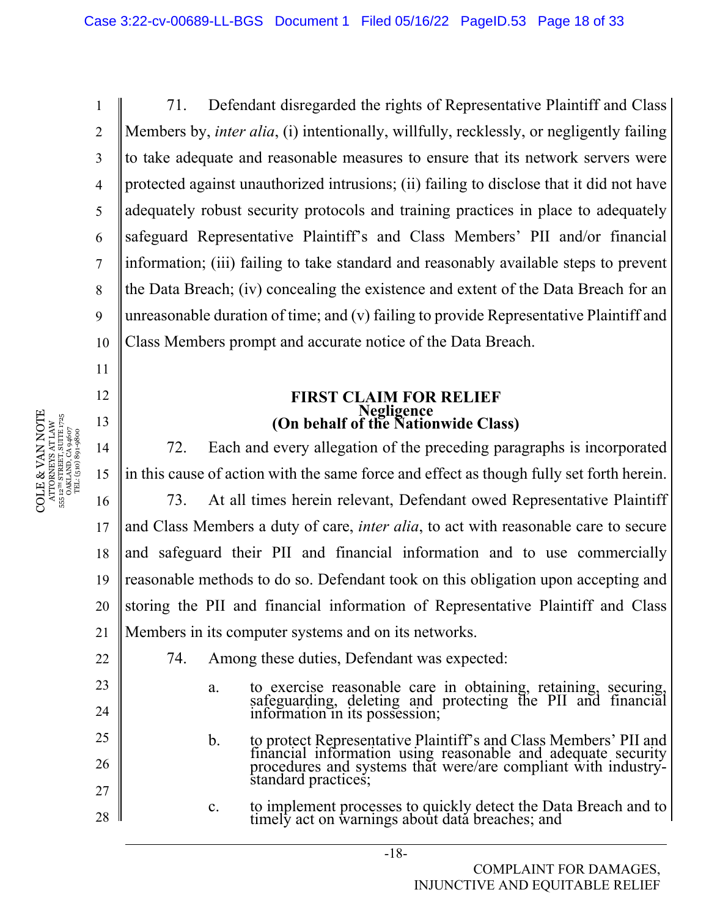71. Defendant disregarded the rights of Representative Plaintiff and Class Members by, *inter alia*, (i) intentionally, willfully, recklessly, or negligently failing to take adequate and reasonable measures to ensure that its network servers were protected against unauthorized intrusions; (ii) failing to disclose that it did not have adequately robust security protocols and training practices in place to adequately safeguard Representative Plaintiff's and Class Members' PII and/or financial information; (iii) failing to take standard and reasonably available steps to prevent the Data Breach; (iv) concealing the existence and extent of the Data Breach for an unreasonable duration of time; and (v) failing to provide Representative Plaintiff and Class Members prompt and accurate notice of the Data Breach.

**FIRST CLAIM FOR RELIEF**
**Negligence**
**(On behalf of the Nationwide Class)**

72. Each and every allegation of the preceding paragraphs is incorporated in this cause of action with the same force and effect as though fully set forth herein.

73. At all times herein relevant, Defendant owed Representative Plaintiff and Class Members a duty of care, *inter alia*, to act with reasonable care to secure and safeguard their PII and financial information and to use commercially reasonable methods to do so. Defendant took on this obligation upon accepting and storing the PII and financial information of Representative Plaintiff and Class Members in its computer systems and on its networks.

74. Among these duties, Defendant was expected:

a. to exercise reasonable care in obtaining, retaining, securing, safeguarding, deleting and protecting the PII and financial information in its possession;

b. to protect Representative Plaintiff's and Class Members' PII and financial information using reasonable and adequate security procedures and systems that were/are compliant with industry-standard practices;

c. to implement processes to quickly detect the Data Breach and to timely act on warnings about data breaches; and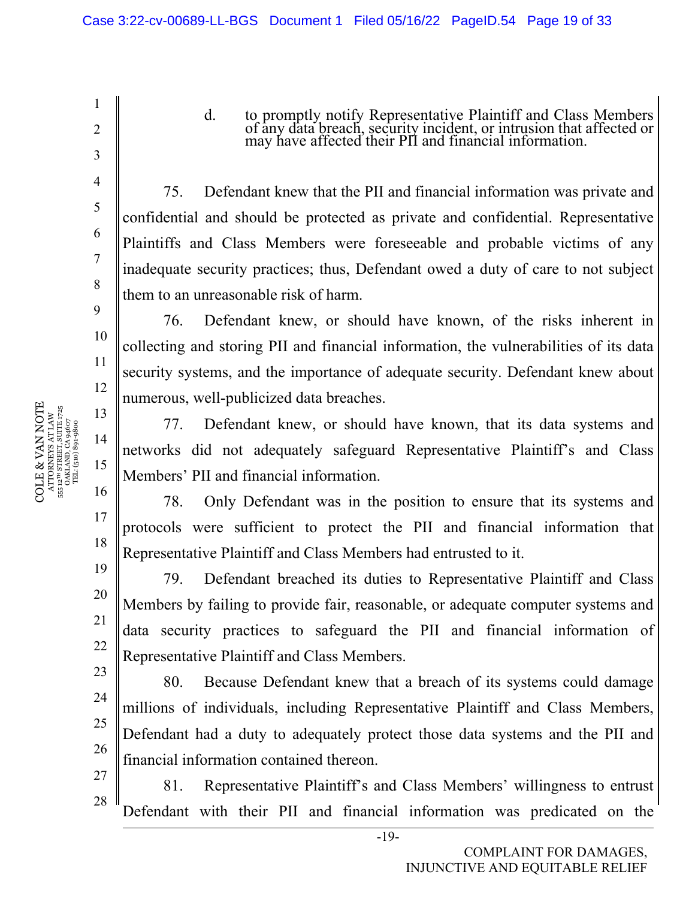d. to promptly notify Representative Plaintiff and Class Members of any data breach, security incident, or intrusion that affected or may have affected their PII and financial information.

75. Defendant knew that the PII and financial information was private and confidential and should be protected as private and confidential. Representative Plaintiffs and Class Members were foreseeable and probable victims of any inadequate security practices; thus, Defendant owed a duty of care to not subject them to an unreasonable risk of harm.

76. Defendant knew, or should have known, of the risks inherent in collecting and storing PII and financial information, the vulnerabilities of its data security systems, and the importance of adequate security. Defendant knew about numerous, well-publicized data breaches.

77. Defendant knew, or should have known, that its data systems and networks did not adequately safeguard Representative Plaintiff's and Class Members' PII and financial information.

78. Only Defendant was in the position to ensure that its systems and protocols were sufficient to protect the PII and financial information that Representative Plaintiff and Class Members had entrusted to it.

79. Defendant breached its duties to Representative Plaintiff and Class Members by failing to provide fair, reasonable, or adequate computer systems and data security practices to safeguard the PII and financial information of Representative Plaintiff and Class Members.

80. Because Defendant knew that a breach of its systems could damage millions of individuals, including Representative Plaintiff and Class Members, Defendant had a duty to adequately protect those data systems and the PII and financial information contained thereon.

81. Representative Plaintiff's and Class Members' willingness to entrust Defendant with their PII and financial information was predicated on the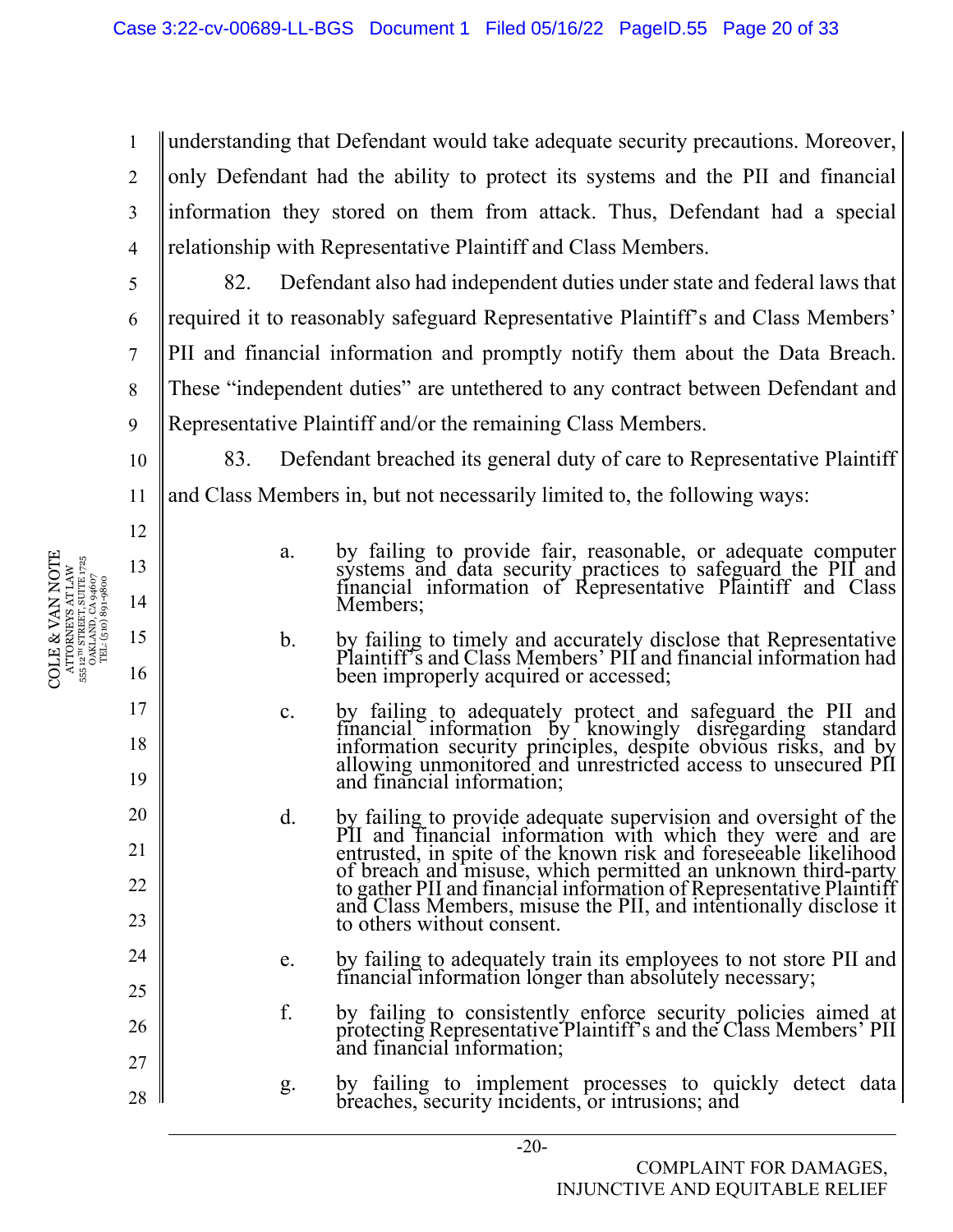understanding that Defendant would take adequate security precautions. Moreover, only Defendant had the ability to protect its systems and the PII and financial information they stored on them from attack. Thus, Defendant had a special relationship with Representative Plaintiff and Class Members.

82. Defendant also had independent duties under state and federal laws that required it to reasonably safeguard Representative Plaintiff's and Class Members' PII and financial information and promptly notify them about the Data Breach. These "independent duties" are untethered to any contract between Defendant and Representative Plaintiff and/or the remaining Class Members.

83. Defendant breached its general duty of care to Representative Plaintiff and Class Members in, but not necessarily limited to, the following ways:

a. by failing to provide fair, reasonable, or adequate computer systems and data security practices to safeguard the PII and financial information of Representative Plaintiff and Class Members;

b. by failing to timely and accurately disclose that Representative Plaintiff's and Class Members' PII and financial information had been improperly acquired or accessed;

c. by failing to adequately protect and safeguard the PII and financial information by knowingly disregarding standard information security principles, despite obvious risks, and by allowing unmonitored and unrestricted access to unsecured PII and financial information;

d. by failing to provide adequate supervision and oversight of the PII and financial information with which they were and are entrusted, in spite of the known risk and foreseeable likelihood of breach and misuse, which permitted an unknown third-party to gather PII and financial information of Representative Plaintiff and Class Members, misuse the PII, and intentionally disclose it to others without consent.

e. by failing to adequately train its employees to not store PII and financial information longer than absolutely necessary;

f. by failing to consistently enforce security policies aimed at protecting Representative Plaintiff's and the Class Members' PII and financial information;

g. by failing to implement processes to quickly detect data breaches, security incidents, or intrusions; and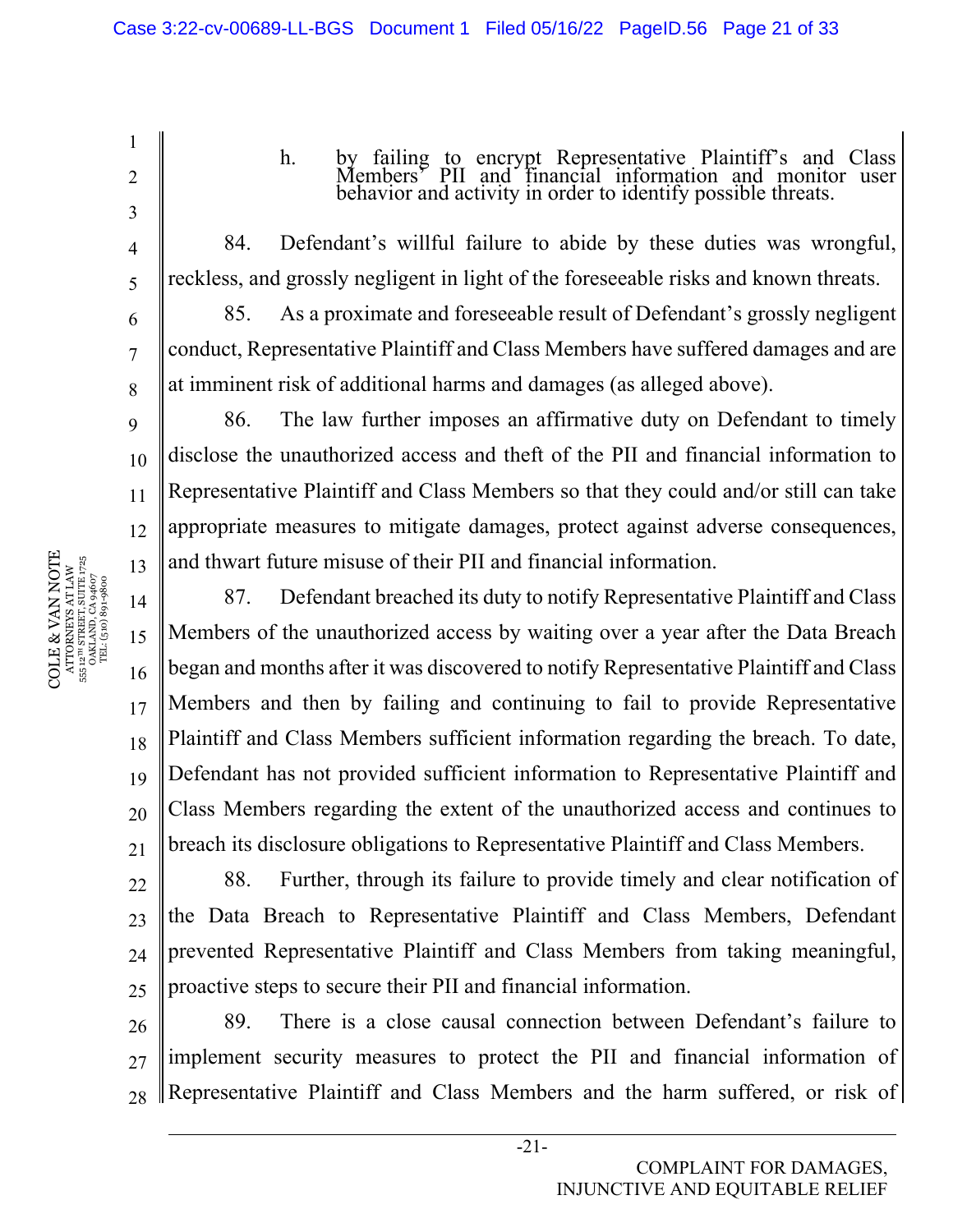h. by failing to encrypt Representative Plaintiff's and Class Members' PII and financial information and monitor user behavior and activity in order to identify possible threats.

84. Defendant's willful failure to abide by these duties was wrongful, reckless, and grossly negligent in light of the foreseeable risks and known threats.

85. As a proximate and foreseeable result of Defendant's grossly negligent conduct, Representative Plaintiff and Class Members have suffered damages and are at imminent risk of additional harms and damages (as alleged above).

86. The law further imposes an affirmative duty on Defendant to timely disclose the unauthorized access and theft of the PII and financial information to Representative Plaintiff and Class Members so that they could and/or still can take appropriate measures to mitigate damages, protect against adverse consequences, and thwart future misuse of their PII and financial information.

87. Defendant breached its duty to notify Representative Plaintiff and Class Members of the unauthorized access by waiting over a year after the Data Breach began and months after it was discovered to notify Representative Plaintiff and Class Members and then by failing and continuing to fail to provide Representative Plaintiff and Class Members sufficient information regarding the breach. To date, Defendant has not provided sufficient information to Representative Plaintiff and Class Members regarding the extent of the unauthorized access and continues to breach its disclosure obligations to Representative Plaintiff and Class Members.

88. Further, through its failure to provide timely and clear notification of the Data Breach to Representative Plaintiff and Class Members, Defendant prevented Representative Plaintiff and Class Members from taking meaningful, proactive steps to secure their PII and financial information.

89. There is a close causal connection between Defendant's failure to implement security measures to protect the PII and financial information of Representative Plaintiff and Class Members and the harm suffered, or risk of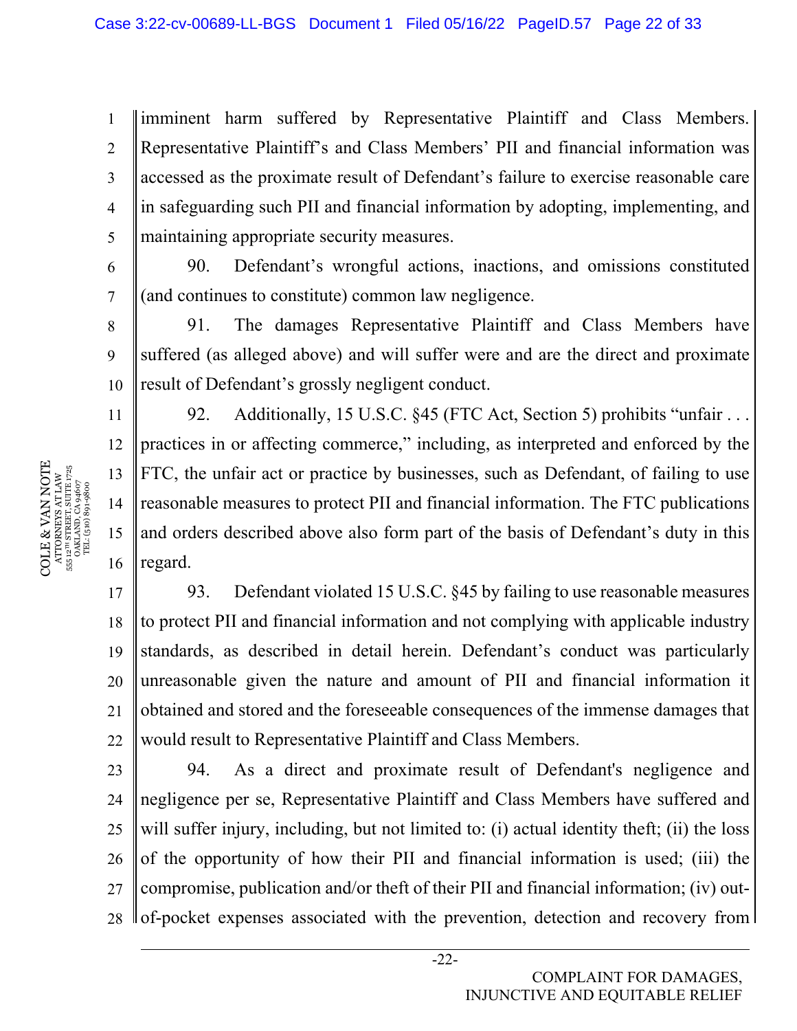imminent harm suffered by Representative Plaintiff and Class Members. Representative Plaintiff's and Class Members' PII and financial information was accessed as the proximate result of Defendant's failure to exercise reasonable care in safeguarding such PII and financial information by adopting, implementing, and maintaining appropriate security measures.

90. Defendant's wrongful actions, inactions, and omissions constituted (and continues to constitute) common law negligence.

91. The damages Representative Plaintiff and Class Members have suffered (as alleged above) and will suffer were and are the direct and proximate result of Defendant's grossly negligent conduct.

92. Additionally, 15 U.S.C. §45 (FTC Act, Section 5) prohibits "unfair . . . practices in or affecting commerce," including, as interpreted and enforced by the FTC, the unfair act or practice by businesses, such as Defendant, of failing to use reasonable measures to protect PII and financial information. The FTC publications and orders described above also form part of the basis of Defendant's duty in this regard.

93. Defendant violated 15 U.S.C. §45 by failing to use reasonable measures to protect PII and financial information and not complying with applicable industry standards, as described in detail herein. Defendant's conduct was particularly unreasonable given the nature and amount of PII and financial information it obtained and stored and the foreseeable consequences of the immense damages that would result to Representative Plaintiff and Class Members.

94. As a direct and proximate result of Defendant's negligence and negligence per se, Representative Plaintiff and Class Members have suffered and will suffer injury, including, but not limited to: (i) actual identity theft; (ii) the loss of the opportunity of how their PII and financial information is used; (iii) the compromise, publication and/or theft of their PII and financial information; (iv) out-of-pocket expenses associated with the prevention, detection and recovery from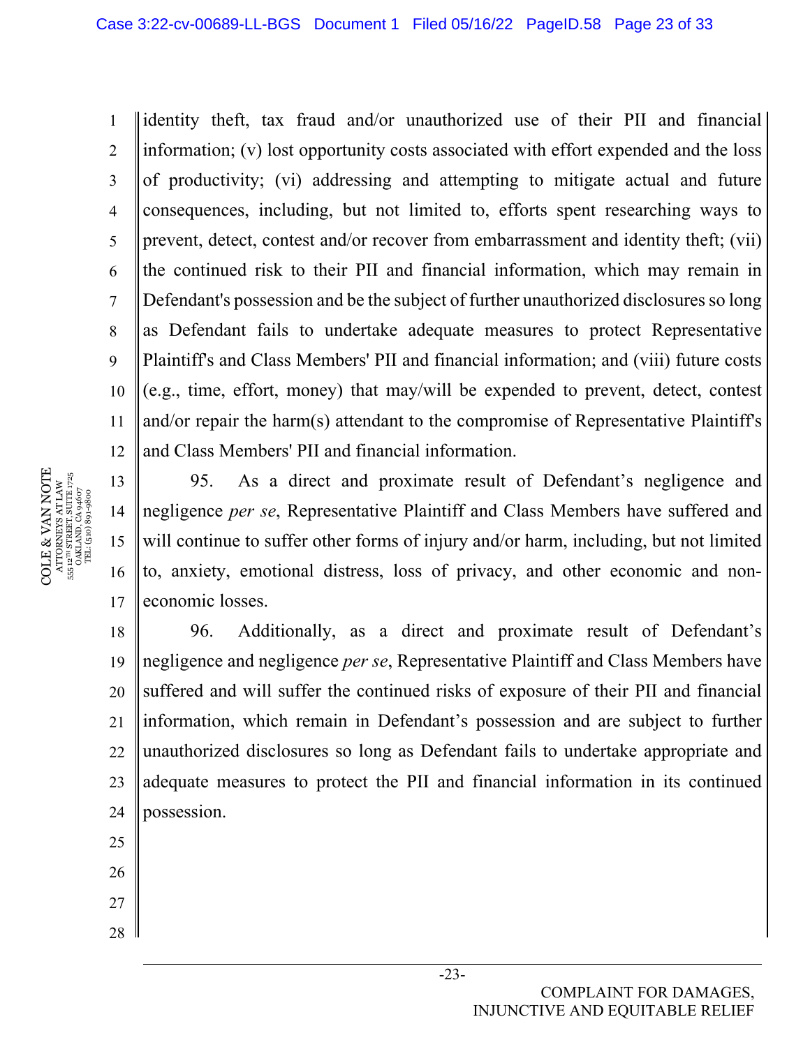identity theft, tax fraud and/or unauthorized use of their PII and financial information; (v) lost opportunity costs associated with effort expended and the loss of productivity; (vi) addressing and attempting to mitigate actual and future consequences, including, but not limited to, efforts spent researching ways to prevent, detect, contest and/or recover from embarrassment and identity theft; (vii) the continued risk to their PII and financial information, which may remain in Defendant's possession and be the subject of further unauthorized disclosures so long as Defendant fails to undertake adequate measures to protect Representative Plaintiff's and Class Members' PII and financial information; and (viii) future costs (e.g., time, effort, money) that may/will be expended to prevent, detect, contest and/or repair the harm(s) attendant to the compromise of Representative Plaintiff's and Class Members' PII and financial information.

95. As a direct and proximate result of Defendant's negligence and negligence *per se*, Representative Plaintiff and Class Members have suffered and will continue to suffer other forms of injury and/or harm, including, but not limited to, anxiety, emotional distress, loss of privacy, and other economic and non-economic losses.

96. Additionally, as a direct and proximate result of Defendant's negligence and negligence *per se*, Representative Plaintiff and Class Members have suffered and will suffer the continued risks of exposure of their PII and financial information, which remain in Defendant's possession and are subject to further unauthorized disclosures so long as Defendant fails to undertake appropriate and adequate measures to protect the PII and financial information in its continued possession.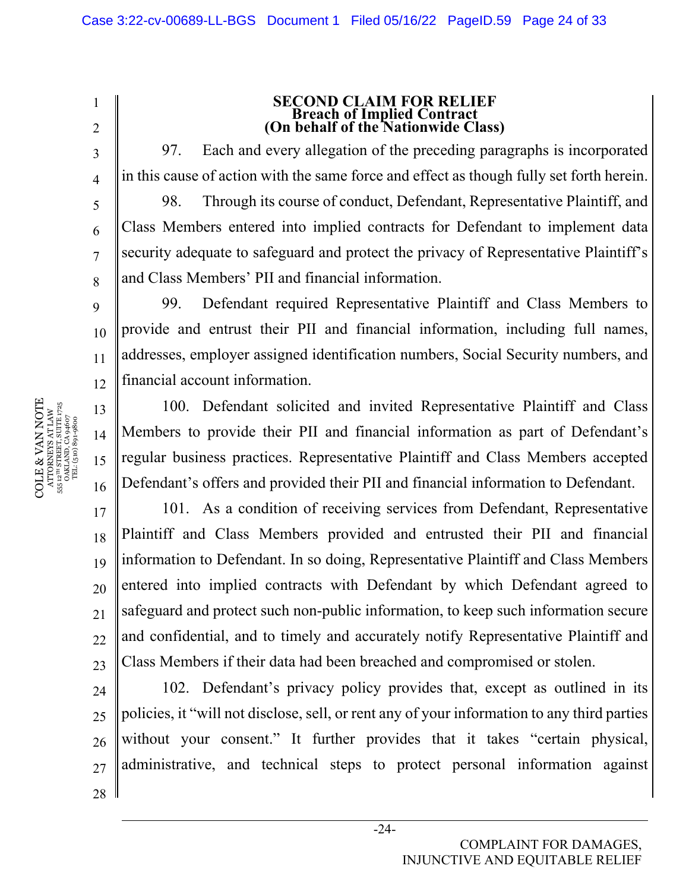## SECOND CLAIM FOR RELIEF
### Breach of Implied Contract
### (On behalf of the Nationwide Class)

97. Each and every allegation of the preceding paragraphs is incorporated in this cause of action with the same force and effect as though fully set forth herein.

98. Through its course of conduct, Defendant, Representative Plaintiff, and Class Members entered into implied contracts for Defendant to implement data security adequate to safeguard and protect the privacy of Representative Plaintiff's and Class Members' PII and financial information.

99. Defendant required Representative Plaintiff and Class Members to provide and entrust their PII and financial information, including full names, addresses, employer assigned identification numbers, Social Security numbers, and financial account information.

100. Defendant solicited and invited Representative Plaintiff and Class Members to provide their PII and financial information as part of Defendant's regular business practices. Representative Plaintiff and Class Members accepted Defendant's offers and provided their PII and financial information to Defendant.

101. As a condition of receiving services from Defendant, Representative Plaintiff and Class Members provided and entrusted their PII and financial information to Defendant. In so doing, Representative Plaintiff and Class Members entered into implied contracts with Defendant by which Defendant agreed to safeguard and protect such non-public information, to keep such information secure and confidential, and to timely and accurately notify Representative Plaintiff and Class Members if their data had been breached and compromised or stolen.

102. Defendant's privacy policy provides that, except as outlined in its policies, it "will not disclose, sell, or rent any of your information to any third parties without your consent." It further provides that it takes "certain physical, administrative, and technical steps to protect personal information against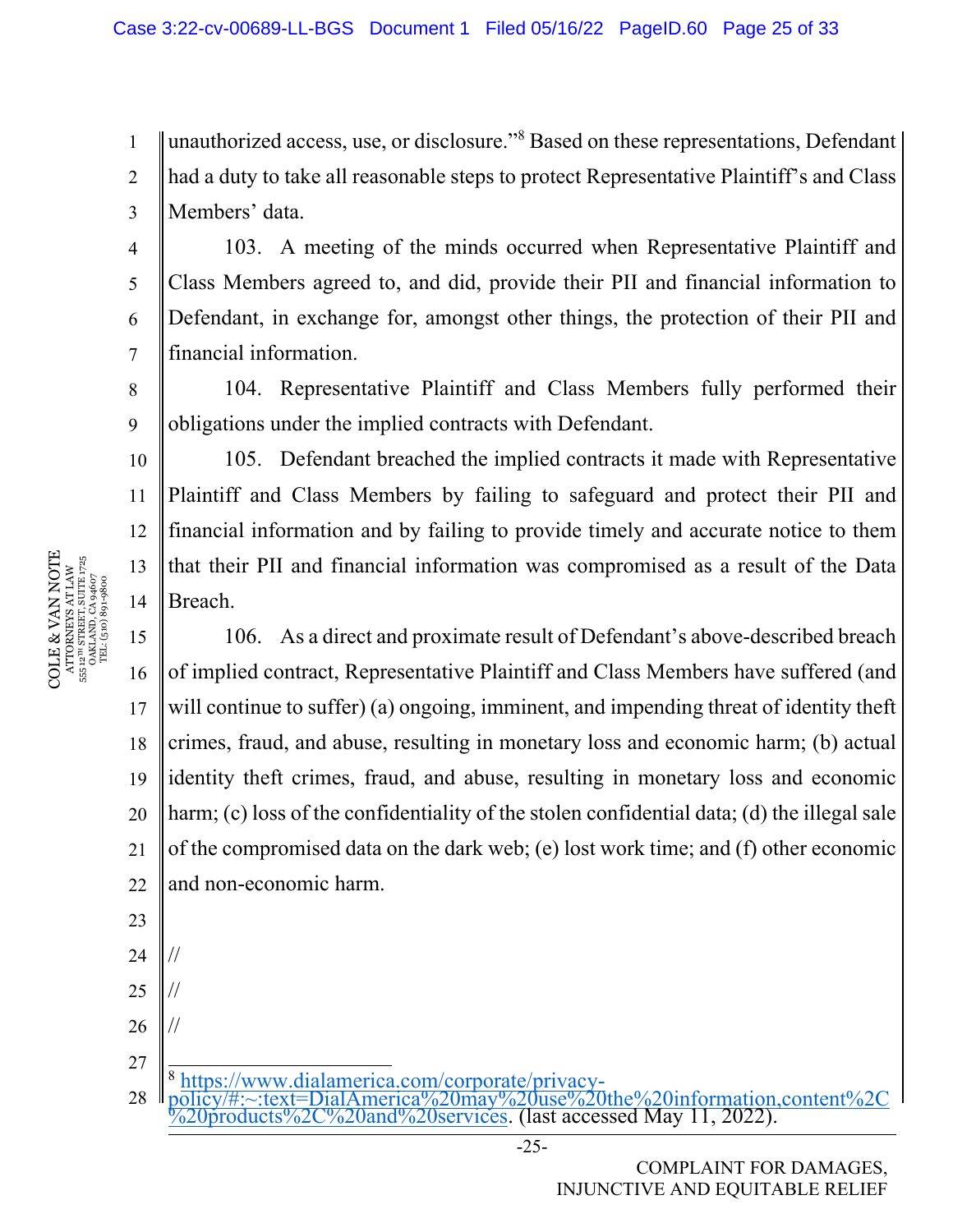unauthorized access, use, or disclosure."[8] Based on these representations, Defendant had a duty to take all reasonable steps to protect Representative Plaintiff's and Class Members' data.

103. A meeting of the minds occurred when Representative Plaintiff and Class Members agreed to, and did, provide their PII and financial information to Defendant, in exchange for, amongst other things, the protection of their PII and financial information.

104. Representative Plaintiff and Class Members fully performed their obligations under the implied contracts with Defendant.

105. Defendant breached the implied contracts it made with Representative Plaintiff and Class Members by failing to safeguard and protect their PII and financial information and by failing to provide timely and accurate notice to them that their PII and financial information was compromised as a result of the Data Breach.

106. As a direct and proximate result of Defendant's above-described breach of implied contract, Representative Plaintiff and Class Members have suffered (and will continue to suffer) (a) ongoing, imminent, and impending threat of identity theft crimes, fraud, and abuse, resulting in monetary loss and economic harm; (b) actual identity theft crimes, fraud, and abuse, resulting in monetary loss and economic harm; (c) loss of the confidentiality of the stolen confidential data; (d) the illegal sale of the compromised data on the dark web; (e) lost work time; and (f) other economic and non-economic harm.

//

//

//

---

[8] https://www.dialamerica.com/corporate/privacy-policy/#:~:text=DialAmerica%20may%20use%20the%20information,content%2C%20products%2C%20and%20services. (last accessed May 11, 2022).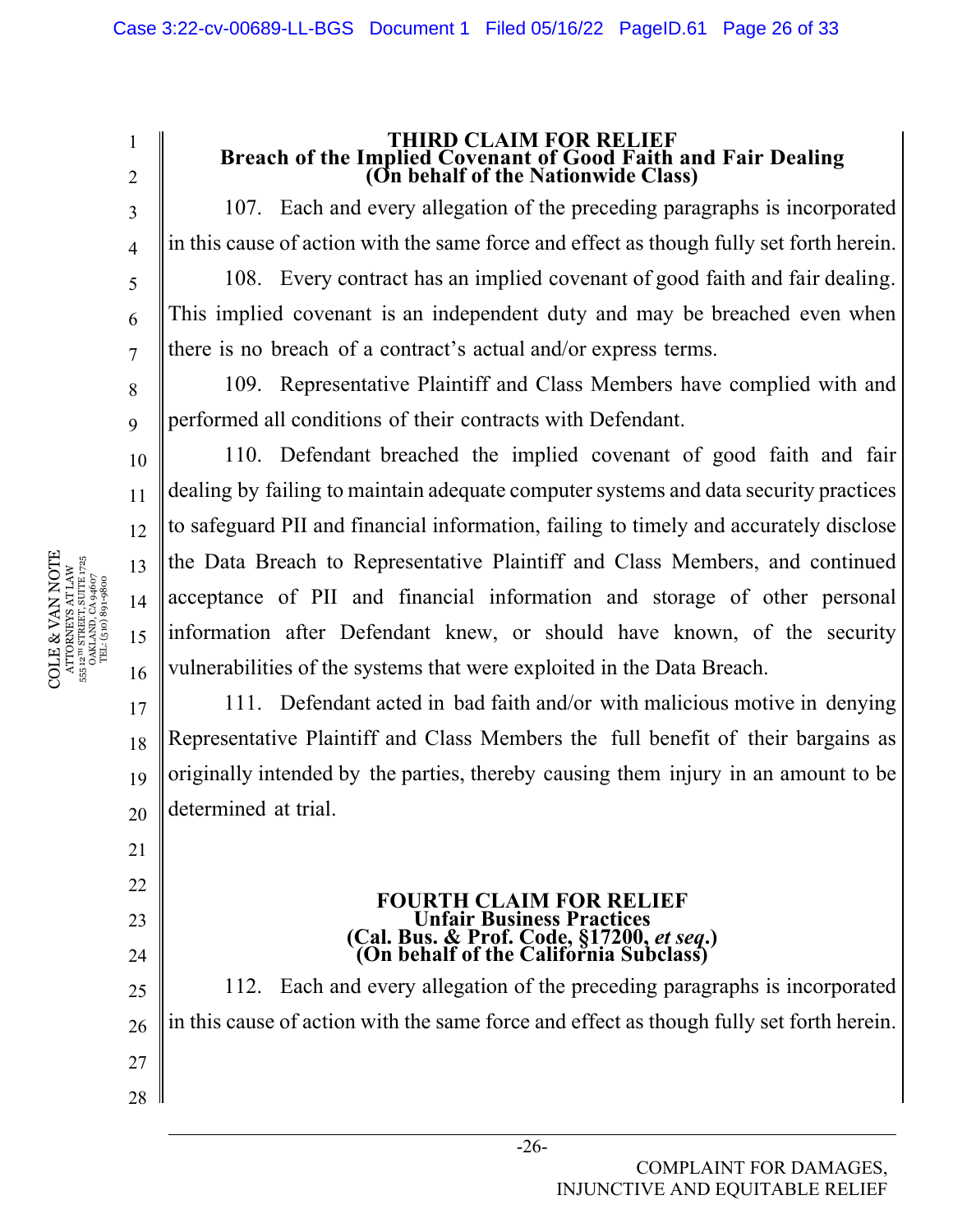## THIRD CLAIM FOR RELIEF
## Breach of the Implied Covenant of Good Faith and Fair Dealing
## (On behalf of the Nationwide Class)

107. Each and every allegation of the preceding paragraphs is incorporated in this cause of action with the same force and effect as though fully set forth herein.

108. Every contract has an implied covenant of good faith and fair dealing. This implied covenant is an independent duty and may be breached even when there is no breach of a contract's actual and/or express terms.

109. Representative Plaintiff and Class Members have complied with and performed all conditions of their contracts with Defendant.

110. Defendant breached the implied covenant of good faith and fair dealing by failing to maintain adequate computer systems and data security practices to safeguard PII and financial information, failing to timely and accurately disclose the Data Breach to Representative Plaintiff and Class Members, and continued acceptance of PII and financial information and storage of other personal information after Defendant knew, or should have known, of the security vulnerabilities of the systems that were exploited in the Data Breach.

111. Defendant acted in bad faith and/or with malicious motive in denying Representative Plaintiff and Class Members the full benefit of their bargains as originally intended by the parties, thereby causing them injury in an amount to be determined at trial.

## FOURTH CLAIM FOR RELIEF
## Unfair Business Practices
## (Cal. Bus. & Prof. Code, §17200, *et seq.*)
## (On behalf of the California Subclass)

112. Each and every allegation of the preceding paragraphs is incorporated in this cause of action with the same force and effect as though fully set forth herein.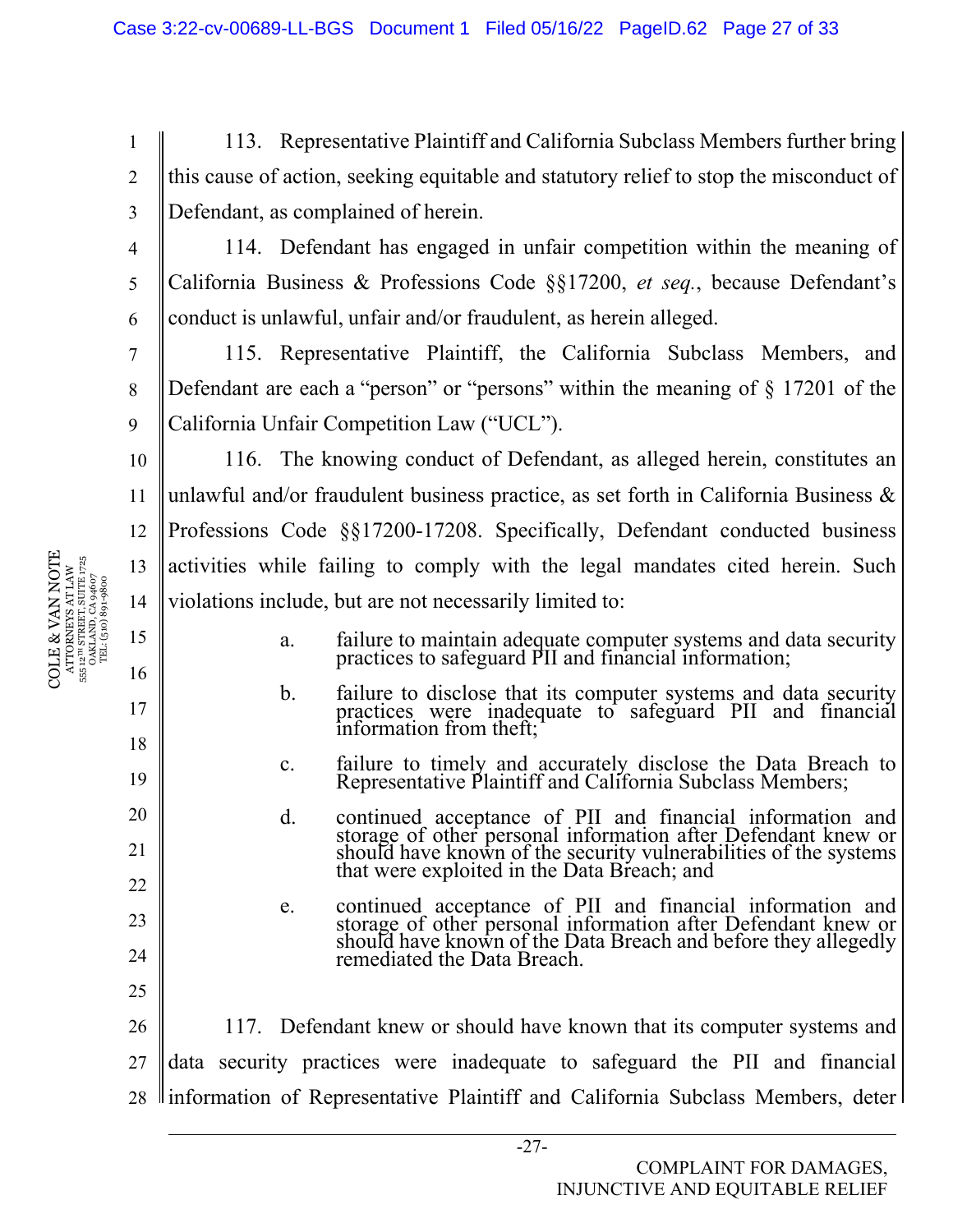113. Representative Plaintiff and California Subclass Members further bring this cause of action, seeking equitable and statutory relief to stop the misconduct of Defendant, as complained of herein.

114. Defendant has engaged in unfair competition within the meaning of California Business & Professions Code §§17200, *et seq.*, because Defendant's conduct is unlawful, unfair and/or fraudulent, as herein alleged.

115. Representative Plaintiff, the California Subclass Members, and Defendant are each a "person" or "persons" within the meaning of § 17201 of the California Unfair Competition Law ("UCL").

116. The knowing conduct of Defendant, as alleged herein, constitutes an unlawful and/or fraudulent business practice, as set forth in California Business & Professions Code §§17200-17208. Specifically, Defendant conducted business activities while failing to comply with the legal mandates cited herein. Such violations include, but are not necessarily limited to:

a. failure to maintain adequate computer systems and data security practices to safeguard PII and financial information;

b. failure to disclose that its computer systems and data security practices were inadequate to safeguard PII and financial information from theft;

c. failure to timely and accurately disclose the Data Breach to Representative Plaintiff and California Subclass Members;

d. continued acceptance of PII and financial information and storage of other personal information after Defendant knew or should have known of the security vulnerabilities of the systems that were exploited in the Data Breach; and

e. continued acceptance of PII and financial information and storage of other personal information after Defendant knew or should have known of the Data Breach and before they allegedly remediated the Data Breach.

117. Defendant knew or should have known that its computer systems and data security practices were inadequate to safeguard the PII and financial information of Representative Plaintiff and California Subclass Members, deter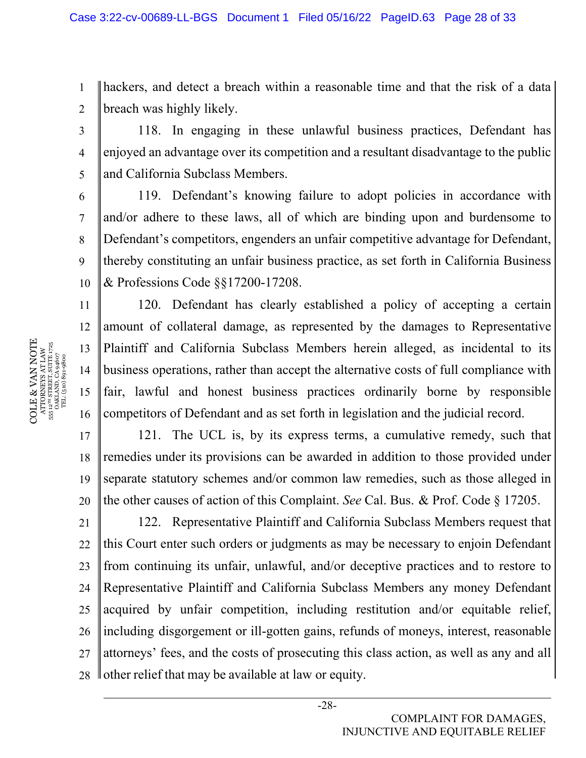hackers, and detect a breach within a reasonable time and that the risk of a data breach was highly likely.

118. In engaging in these unlawful business practices, Defendant has enjoyed an advantage over its competition and a resultant disadvantage to the public and California Subclass Members.

119. Defendant's knowing failure to adopt policies in accordance with and/or adhere to these laws, all of which are binding upon and burdensome to Defendant's competitors, engenders an unfair competitive advantage for Defendant, thereby constituting an unfair business practice, as set forth in California Business & Professions Code §§17200-17208.

120. Defendant has clearly established a policy of accepting a certain amount of collateral damage, as represented by the damages to Representative Plaintiff and California Subclass Members herein alleged, as incidental to its business operations, rather than accept the alternative costs of full compliance with fair, lawful and honest business practices ordinarily borne by responsible competitors of Defendant and as set forth in legislation and the judicial record.

121. The UCL is, by its express terms, a cumulative remedy, such that remedies under its provisions can be awarded in addition to those provided under separate statutory schemes and/or common law remedies, such as those alleged in the other causes of action of this Complaint. *See* Cal. Bus. & Prof. Code § 17205.

122. Representative Plaintiff and California Subclass Members request that this Court enter such orders or judgments as may be necessary to enjoin Defendant from continuing its unfair, unlawful, and/or deceptive practices and to restore to Representative Plaintiff and California Subclass Members any money Defendant acquired by unfair competition, including restitution and/or equitable relief, including disgorgement or ill-gotten gains, refunds of moneys, interest, reasonable attorneys' fees, and the costs of prosecuting this class action, as well as any and all other relief that may be available at law or equity.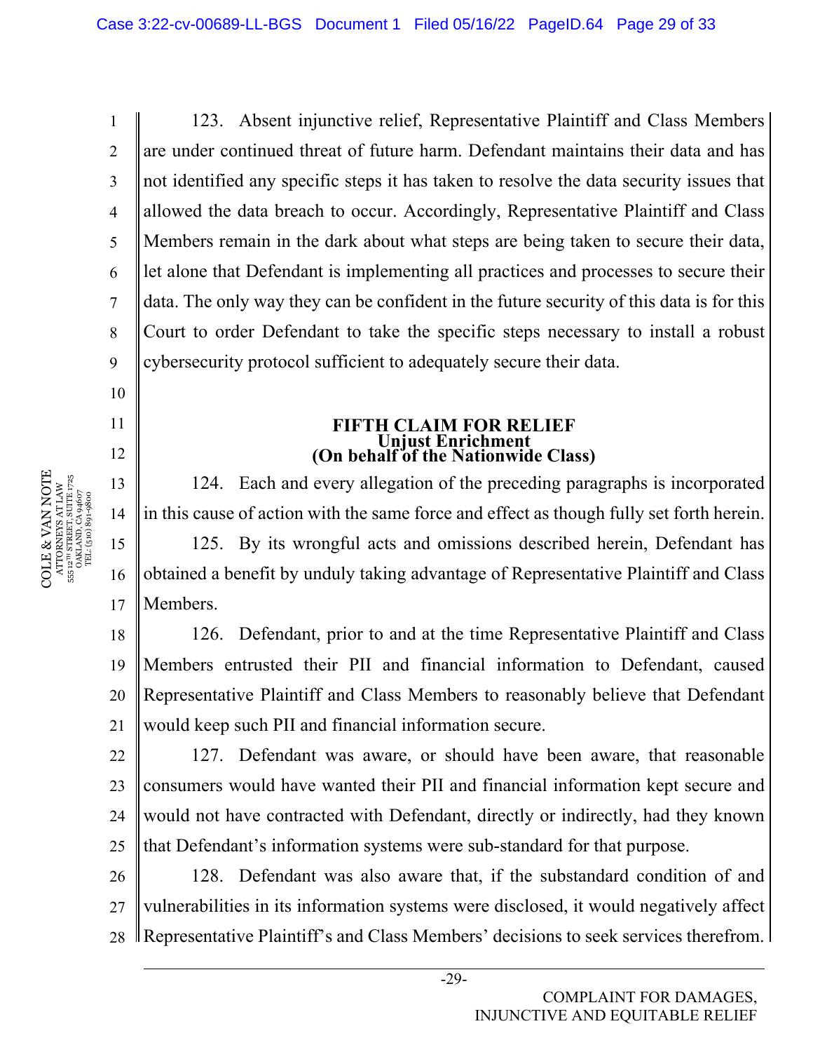123. Absent injunctive relief, Representative Plaintiff and Class Members are under continued threat of future harm. Defendant maintains their data and has not identified any specific steps it has taken to resolve the data security issues that allowed the data breach to occur. Accordingly, Representative Plaintiff and Class Members remain in the dark about what steps are being taken to secure their data, let alone that Defendant is implementing all practices and processes to secure their data. The only way they can be confident in the future security of this data is for this Court to order Defendant to take the specific steps necessary to install a robust cybersecurity protocol sufficient to adequately secure their data.

**FIFTH CLAIM FOR RELIEF**
**Unjust Enrichment**
**(On behalf of the Nationwide Class)**

124. Each and every allegation of the preceding paragraphs is incorporated in this cause of action with the same force and effect as though fully set forth herein.

125. By its wrongful acts and omissions described herein, Defendant has obtained a benefit by unduly taking advantage of Representative Plaintiff and Class Members.

126. Defendant, prior to and at the time Representative Plaintiff and Class Members entrusted their PII and financial information to Defendant, caused Representative Plaintiff and Class Members to reasonably believe that Defendant would keep such PII and financial information secure.

127. Defendant was aware, or should have been aware, that reasonable consumers would have wanted their PII and financial information kept secure and would not have contracted with Defendant, directly or indirectly, had they known that Defendant's information systems were sub-standard for that purpose.

128. Defendant was also aware that, if the substandard condition of and vulnerabilities in its information systems were disclosed, it would negatively affect Representative Plaintiff's and Class Members' decisions to seek services therefrom.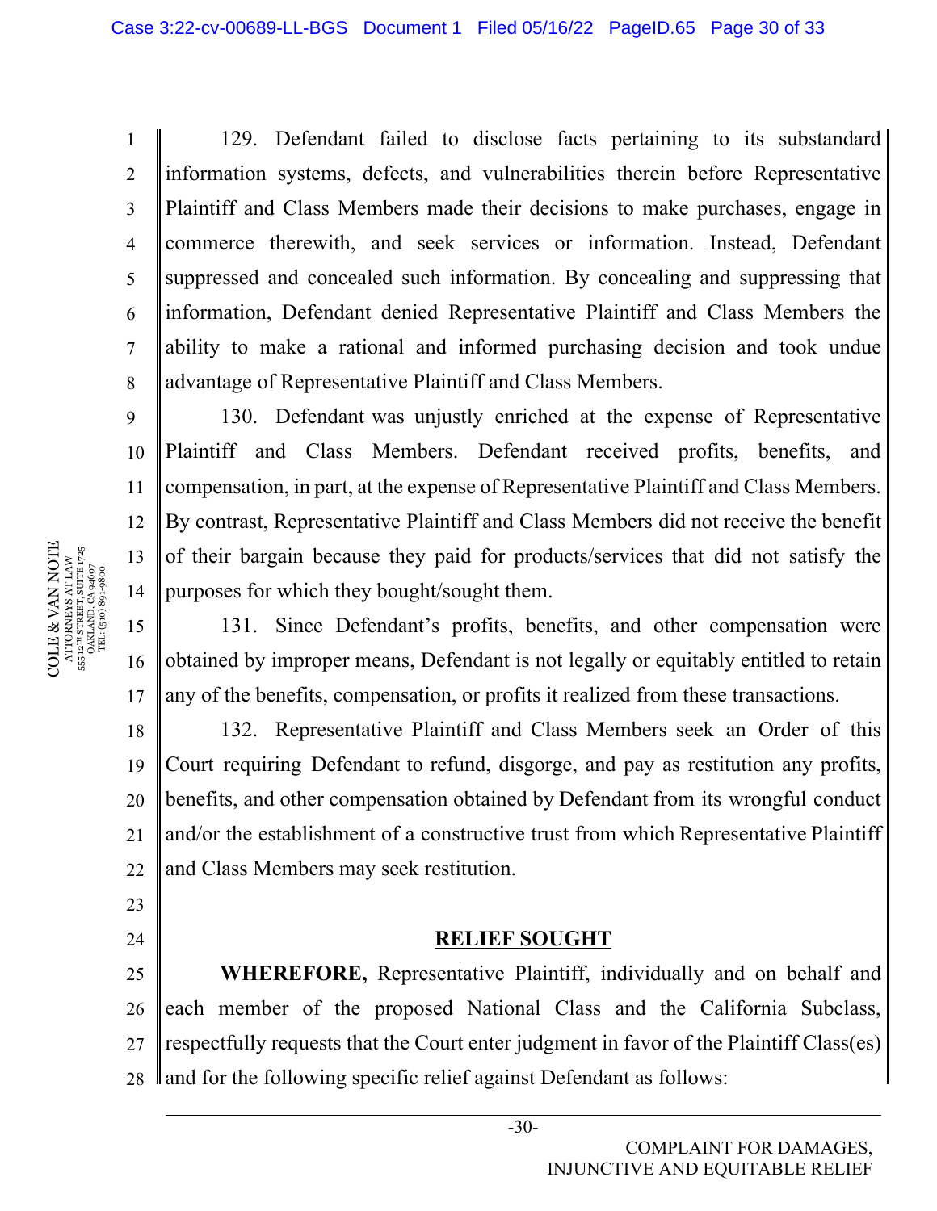129. Defendant failed to disclose facts pertaining to its substandard information systems, defects, and vulnerabilities therein before Representative Plaintiff and Class Members made their decisions to make purchases, engage in commerce therewith, and seek services or information. Instead, Defendant suppressed and concealed such information. By concealing and suppressing that information, Defendant denied Representative Plaintiff and Class Members the ability to make a rational and informed purchasing decision and took undue advantage of Representative Plaintiff and Class Members.

130. Defendant was unjustly enriched at the expense of Representative Plaintiff and Class Members. Defendant received profits, benefits, and compensation, in part, at the expense of Representative Plaintiff and Class Members. By contrast, Representative Plaintiff and Class Members did not receive the benefit of their bargain because they paid for products/services that did not satisfy the purposes for which they bought/sought them.

131. Since Defendant's profits, benefits, and other compensation were obtained by improper means, Defendant is not legally or equitably entitled to retain any of the benefits, compensation, or profits it realized from these transactions.

132. Representative Plaintiff and Class Members seek an Order of this Court requiring Defendant to refund, disgorge, and pay as restitution any profits, benefits, and other compensation obtained by Defendant from its wrongful conduct and/or the establishment of a constructive trust from which Representative Plaintiff and Class Members may seek restitution.

## RELIEF SOUGHT

**WHEREFORE,** Representative Plaintiff, individually and on behalf and each member of the proposed National Class and the California Subclass, respectfully requests that the Court enter judgment in favor of the Plaintiff Class(es) and for the following specific relief against Defendant as follows: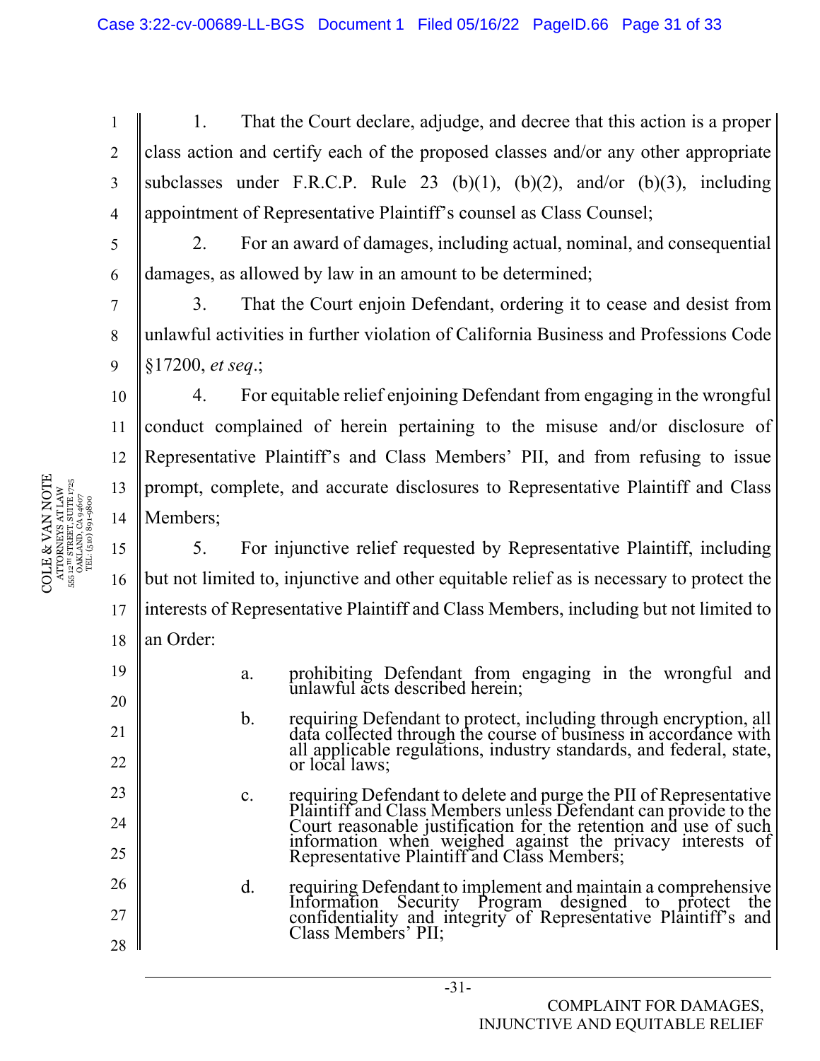1. That the Court declare, adjudge, and decree that this action is a proper class action and certify each of the proposed classes and/or any other appropriate subclasses under F.R.C.P. Rule 23 (b)(1), (b)(2), and/or (b)(3), including appointment of Representative Plaintiff's counsel as Class Counsel;

2. For an award of damages, including actual, nominal, and consequential damages, as allowed by law in an amount to be determined;

3. That the Court enjoin Defendant, ordering it to cease and desist from unlawful activities in further violation of California Business and Professions Code §17200, *et seq*.;

4. For equitable relief enjoining Defendant from engaging in the wrongful conduct complained of herein pertaining to the misuse and/or disclosure of Representative Plaintiff's and Class Members' PII, and from refusing to issue prompt, complete, and accurate disclosures to Representative Plaintiff and Class Members;

5. For injunctive relief requested by Representative Plaintiff, including but not limited to, injunctive and other equitable relief as is necessary to protect the interests of Representative Plaintiff and Class Members, including but not limited to an Order:

   a. prohibiting Defendant from engaging in the wrongful and unlawful acts described herein;

   b. requiring Defendant to protect, including through encryption, all data collected through the course of business in accordance with all applicable regulations, industry standards, and federal, state, or local laws;

   c. requiring Defendant to delete and purge the PII of Representative Plaintiff and Class Members unless Defendant can provide to the Court reasonable justification for the retention and use of such information when weighed against the privacy interests of Representative Plaintiff and Class Members;

   d. requiring Defendant to implement and maintain a comprehensive Information Security Program designed to protect the confidentiality and integrity of Representative Plaintiff's and Class Members' PII;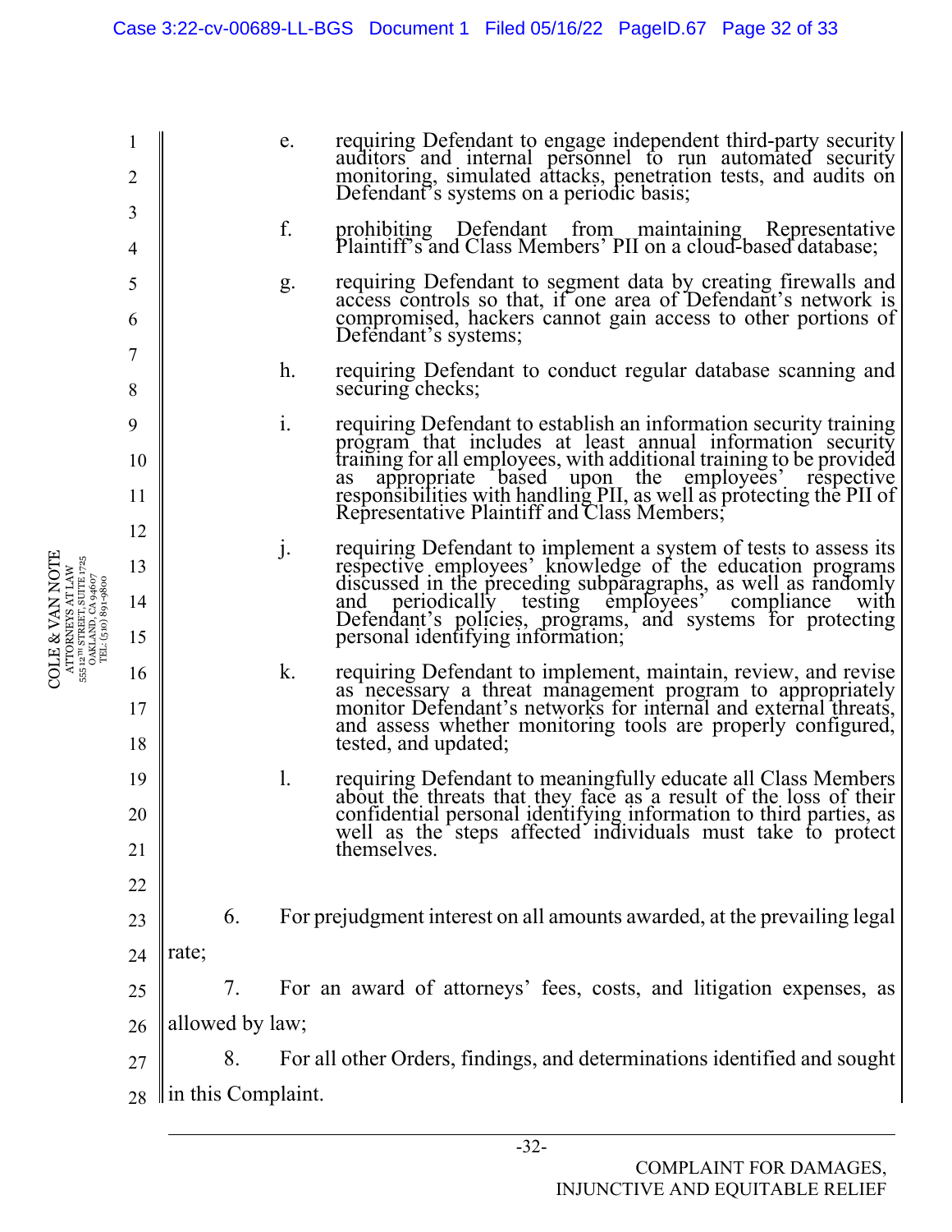e. requiring Defendant to engage independent third-party security auditors and internal personnel to run automated security monitoring, simulated attacks, penetration tests, and audits on Defendant's systems on a periodic basis;

f. prohibiting Defendant from maintaining Representative Plaintiff's and Class Members' PII on a cloud-based database;

g. requiring Defendant to segment data by creating firewalls and access controls so that, if one area of Defendant's network is compromised, hackers cannot gain access to other portions of Defendant's systems;

h. requiring Defendant to conduct regular database scanning and securing checks;

i. requiring Defendant to establish an information security training program that includes at least annual information security training for all employees, with additional training to be provided as appropriate based upon the employees' respective responsibilities with handling PII, as well as protecting the PII of Representative Plaintiff and Class Members;

j. requiring Defendant to implement a system of tests to assess its respective employees' knowledge of the education programs discussed in the preceding subparagraphs, as well as randomly and periodically testing employees' compliance with Defendant's policies, programs, and systems for protecting personal identifying information;

k. requiring Defendant to implement, maintain, review, and revise as necessary a threat management program to appropriately monitor Defendant's networks for internal and external threats, and assess whether monitoring tools are properly configured, tested, and updated;

l. requiring Defendant to meaningfully educate all Class Members about the threats that they face as a result of the loss of their confidential personal identifying information to third parties, as well as the steps affected individuals must take to protect themselves.

6. For prejudgment interest on all amounts awarded, at the prevailing legal rate;

7. For an award of attorneys' fees, costs, and litigation expenses, as allowed by law;

8. For all other Orders, findings, and determinations identified and sought in this Complaint.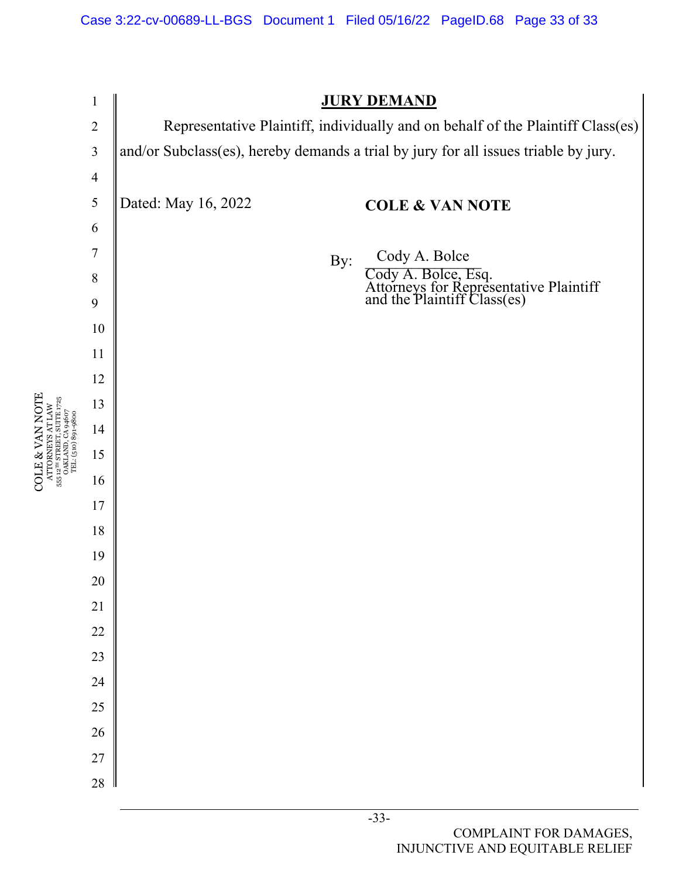## **JURY DEMAND**

Representative Plaintiff, individually and on behalf of the Plaintiff Class(es) and/or Subclass(es), hereby demands a trial by jury for all issues triable by jury.

Dated: May 16, 2022

**COLE & VAN NOTE**

By: Cody A. Bolce
Cody A. Bolce, Esq.
Attorneys for Representative Plaintiff and the Plaintiff Class(es)